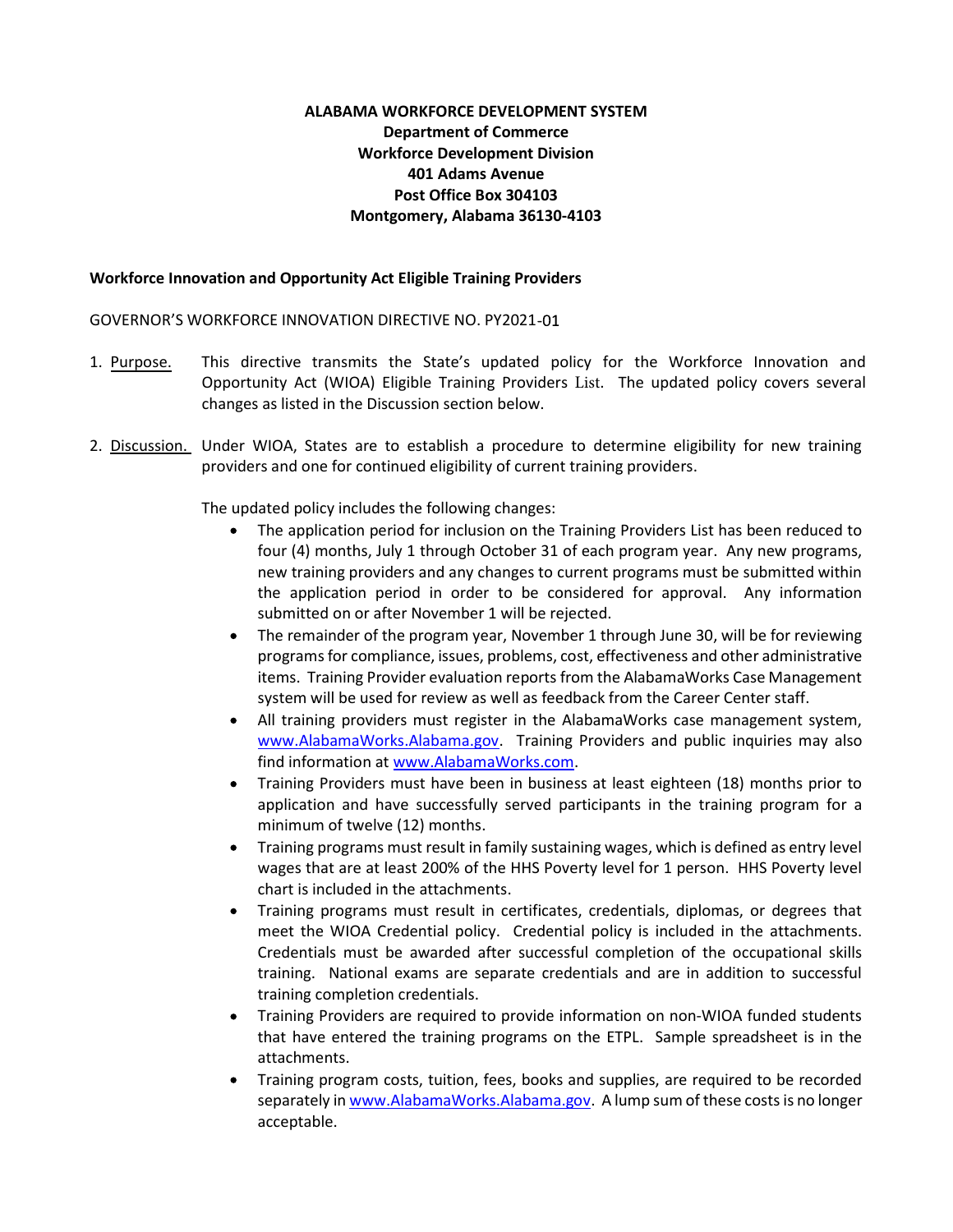**ALABAMA WORKFORCE DEVELOPMENT SYSTEM**
**Department of Commerce**
**Workforce Development Division**
**401 Adams Avenue**
**Post Office Box 304103**
**Montgomery, Alabama 36130-4103**

**Workforce Innovation and Opportunity Act Eligible Training Providers**

GOVERNOR'S WORKFORCE INNOVATION DIRECTIVE NO. PY2021-01

1. Purpose. This directive transmits the State's updated policy for the Workforce Innovation and Opportunity Act (WIOA) Eligible Training Providers List. The updated policy covers several changes as listed in the Discussion section below.

2. Discussion. Under WIOA, States are to establish a procedure to determine eligibility for new training providers and one for continued eligibility of current training providers.

   The updated policy includes the following changes:

   - The application period for inclusion on the Training Providers List has been reduced to four (4) months, July 1 through October 31 of each program year. Any new programs, new training providers and any changes to current programs must be submitted within the application period in order to be considered for approval. Any information submitted on or after November 1 will be rejected.
   - The remainder of the program year, November 1 through June 30, will be for reviewing programs for compliance, issues, problems, cost, effectiveness and other administrative items. Training Provider evaluation reports from the AlabamaWorks Case Management system will be used for review as well as feedback from the Career Center staff.
   - All training providers must register in the AlabamaWorks case management system, www.AlabamaWorks.Alabama.gov. Training Providers and public inquiries may also find information at www.AlabamaWorks.com.
   - Training Providers must have been in business at least eighteen (18) months prior to application and have successfully served participants in the training program for a minimum of twelve (12) months.
   - Training programs must result in family sustaining wages, which is defined as entry level wages that are at least 200% of the HHS Poverty level for 1 person. HHS Poverty level chart is included in the attachments.
   - Training programs must result in certificates, credentials, diplomas, or degrees that meet the WIOA Credential policy. Credential policy is included in the attachments. Credentials must be awarded after successful completion of the occupational skills training. National exams are separate credentials and are in addition to successful training completion credentials.
   - Training Providers are required to provide information on non-WIOA funded students that have entered the training programs on the ETPL. Sample spreadsheet is in the attachments.
   - Training program costs, tuition, fees, books and supplies, are required to be recorded separately in www.AlabamaWorks.Alabama.gov. A lump sum of these costs is no longer acceptable.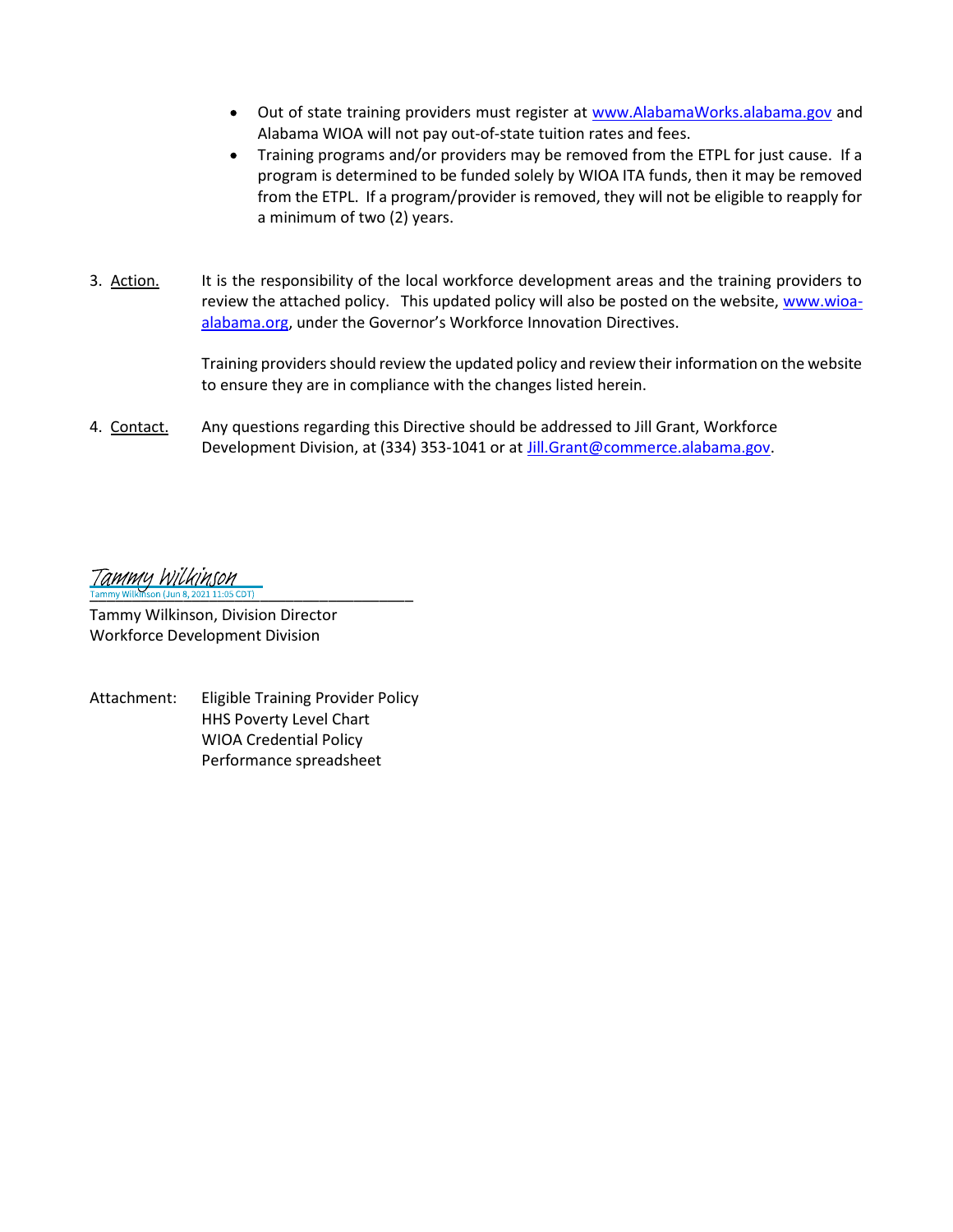- Out of state training providers must register at www.AlabamaWorks.alabama.gov and Alabama WIOA will not pay out-of-state tuition rates and fees.
- Training programs and/or providers may be removed from the ETPL for just cause. If a program is determined to be funded solely by WIOA ITA funds, then it may be removed from the ETPL. If a program/provider is removed, they will not be eligible to reapply for a minimum of two (2) years.

3. Action. It is the responsibility of the local workforce development areas and the training providers to review the attached policy. This updated policy will also be posted on the website, www.wioa-alabama.org, under the Governor's Workforce Innovation Directives.

   Training providers should review the updated policy and review their information on the website to ensure they are in compliance with the changes listed herein.

4. Contact. Any questions regarding this Directive should be addressed to Jill Grant, Workforce Development Division, at (334) 353-1041 or at Jill.Grant@commerce.alabama.gov.

Tammy Wilkinson
Tammy Wilkinson (Jun 8, 2021 11:05 CDT)

Tammy Wilkinson, Division Director
Workforce Development Division

Attachment: Eligible Training Provider Policy
HHS Poverty Level Chart
WIOA Credential Policy
Performance spreadsheet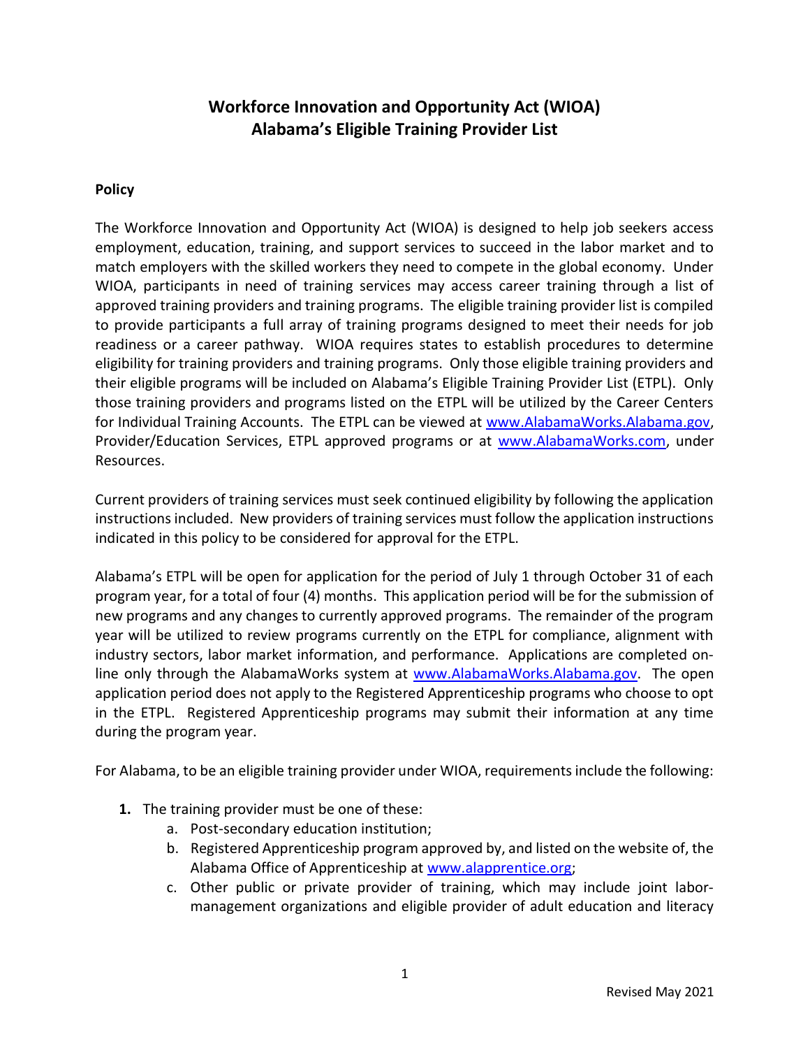# Workforce Innovation and Opportunity Act (WIOA)
# Alabama's Eligible Training Provider List

**Policy**

The Workforce Innovation and Opportunity Act (WIOA) is designed to help job seekers access employment, education, training, and support services to succeed in the labor market and to match employers with the skilled workers they need to compete in the global economy. Under WIOA, participants in need of training services may access career training through a list of approved training providers and training programs. The eligible training provider list is compiled to provide participants a full array of training programs designed to meet their needs for job readiness or a career pathway. WIOA requires states to establish procedures to determine eligibility for training providers and training programs. Only those eligible training providers and their eligible programs will be included on Alabama's Eligible Training Provider List (ETPL). Only those training providers and programs listed on the ETPL will be utilized by the Career Centers for Individual Training Accounts. The ETPL can be viewed at www.AlabamaWorks.Alabama.gov, Provider/Education Services, ETPL approved programs or at www.AlabamaWorks.com, under Resources.

Current providers of training services must seek continued eligibility by following the application instructions included. New providers of training services must follow the application instructions indicated in this policy to be considered for approval for the ETPL.

Alabama's ETPL will be open for application for the period of July 1 through October 31 of each program year, for a total of four (4) months. This application period will be for the submission of new programs and any changes to currently approved programs. The remainder of the program year will be utilized to review programs currently on the ETPL for compliance, alignment with industry sectors, labor market information, and performance. Applications are completed on-line only through the AlabamaWorks system at www.AlabamaWorks.Alabama.gov. The open application period does not apply to the Registered Apprenticeship programs who choose to opt in the ETPL. Registered Apprenticeship programs may submit their information at any time during the program year.

For Alabama, to be an eligible training provider under WIOA, requirements include the following:

1. The training provider must be one of these:
    a. Post-secondary education institution;
    b. Registered Apprenticeship program approved by, and listed on the website of, the Alabama Office of Apprenticeship at www.alapprentice.org;
    c. Other public or private provider of training, which may include joint labor-management organizations and eligible provider of adult education and literacy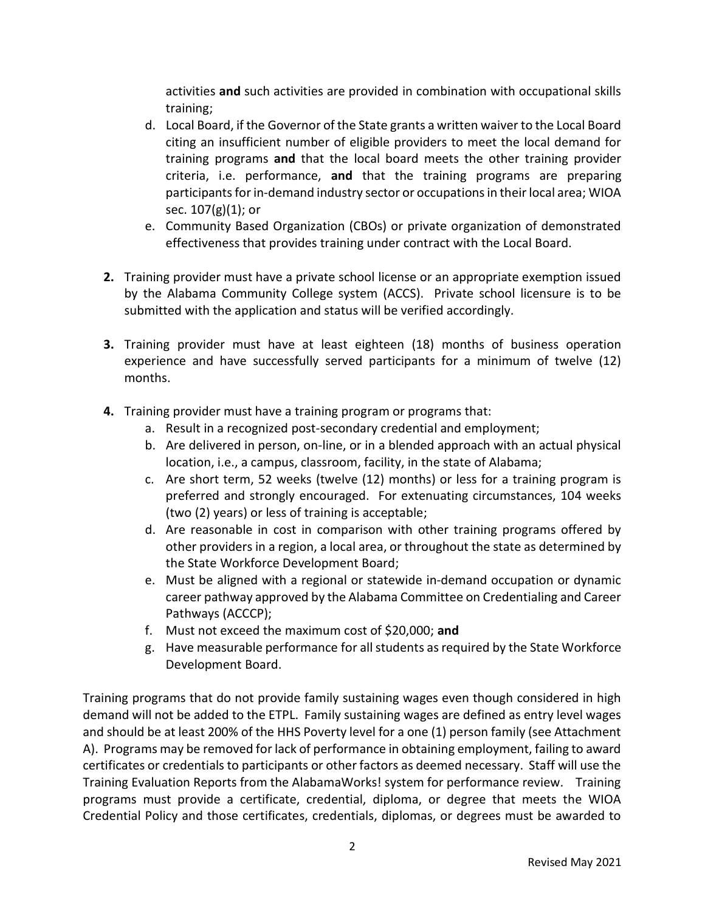activities **and** such activities are provided in combination with occupational skills training;

d. Local Board, if the Governor of the State grants a written waiver to the Local Board citing an insufficient number of eligible providers to meet the local demand for training programs **and** that the local board meets the other training provider criteria, i.e. performance, **and** that the training programs are preparing participants for in-demand industry sector or occupations in their local area; WIOA sec. 107(g)(1); or

e. Community Based Organization (CBOs) or private organization of demonstrated effectiveness that provides training under contract with the Local Board.

**2.** Training provider must have a private school license or an appropriate exemption issued by the Alabama Community College system (ACCS). Private school licensure is to be submitted with the application and status will be verified accordingly.

**3.** Training provider must have at least eighteen (18) months of business operation experience and have successfully served participants for a minimum of twelve (12) months.

**4.** Training provider must have a training program or programs that:

a. Result in a recognized post-secondary credential and employment;

b. Are delivered in person, on-line, or in a blended approach with an actual physical location, i.e., a campus, classroom, facility, in the state of Alabama;

c. Are short term, 52 weeks (twelve (12) months) or less for a training program is preferred and strongly encouraged. For extenuating circumstances, 104 weeks (two (2) years) or less of training is acceptable;

d. Are reasonable in cost in comparison with other training programs offered by other providers in a region, a local area, or throughout the state as determined by the State Workforce Development Board;

e. Must be aligned with a regional or statewide in-demand occupation or dynamic career pathway approved by the Alabama Committee on Credentialing and Career Pathways (ACCCP);

f. Must not exceed the maximum cost of $20,000; **and**

g. Have measurable performance for all students as required by the State Workforce Development Board.

Training programs that do not provide family sustaining wages even though considered in high demand will not be added to the ETPL. Family sustaining wages are defined as entry level wages and should be at least 200% of the HHS Poverty level for a one (1) person family (see Attachment A). Programs may be removed for lack of performance in obtaining employment, failing to award certificates or credentials to participants or other factors as deemed necessary. Staff will use the Training Evaluation Reports from the AlabamaWorks! system for performance review. Training programs must provide a certificate, credential, diploma, or degree that meets the WIOA Credential Policy and those certificates, credentials, diplomas, or degrees must be awarded to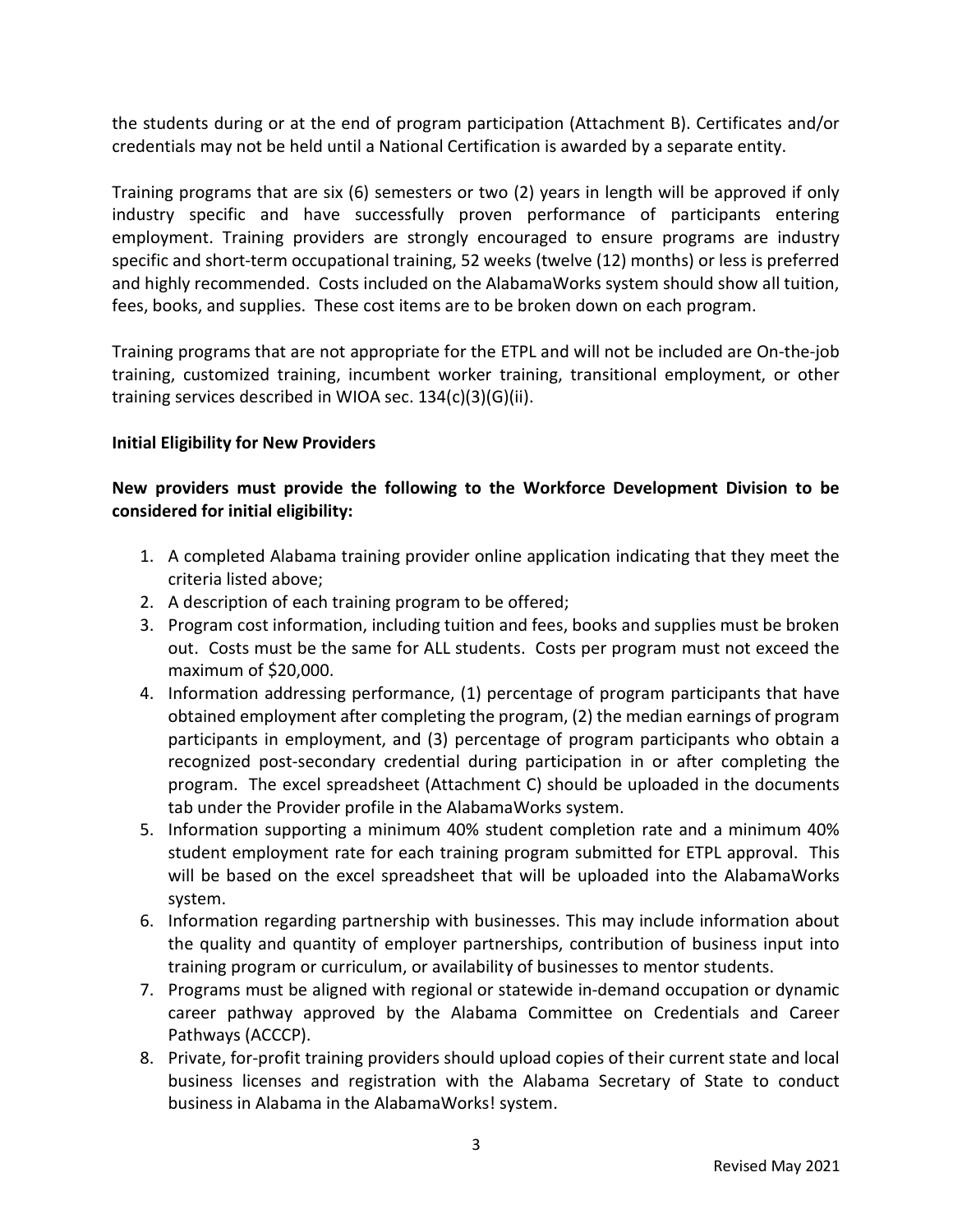the students during or at the end of program participation (Attachment B). Certificates and/or credentials may not be held until a National Certification is awarded by a separate entity.

Training programs that are six (6) semesters or two (2) years in length will be approved if only industry specific and have successfully proven performance of participants entering employment. Training providers are strongly encouraged to ensure programs are industry specific and short-term occupational training, 52 weeks (twelve (12) months) or less is preferred and highly recommended. Costs included on the AlabamaWorks system should show all tuition, fees, books, and supplies. These cost items are to be broken down on each program.

Training programs that are not appropriate for the ETPL and will not be included are On-the-job training, customized training, incumbent worker training, transitional employment, or other training services described in WIOA sec. 134(c)(3)(G)(ii).

**Initial Eligibility for New Providers**

**New providers must provide the following to the Workforce Development Division to be considered for initial eligibility:**

1. A completed Alabama training provider online application indicating that they meet the criteria listed above;
2. A description of each training program to be offered;
3. Program cost information, including tuition and fees, books and supplies must be broken out. Costs must be the same for ALL students. Costs per program must not exceed the maximum of $20,000.
4. Information addressing performance, (1) percentage of program participants that have obtained employment after completing the program, (2) the median earnings of program participants in employment, and (3) percentage of program participants who obtain a recognized post-secondary credential during participation in or after completing the program. The excel spreadsheet (Attachment C) should be uploaded in the documents tab under the Provider profile in the AlabamaWorks system.
5. Information supporting a minimum 40% student completion rate and a minimum 40% student employment rate for each training program submitted for ETPL approval. This will be based on the excel spreadsheet that will be uploaded into the AlabamaWorks system.
6. Information regarding partnership with businesses. This may include information about the quality and quantity of employer partnerships, contribution of business input into training program or curriculum, or availability of businesses to mentor students.
7. Programs must be aligned with regional or statewide in-demand occupation or dynamic career pathway approved by the Alabama Committee on Credentials and Career Pathways (ACCCP).
8. Private, for-profit training providers should upload copies of their current state and local business licenses and registration with the Alabama Secretary of State to conduct business in Alabama in the AlabamaWorks! system.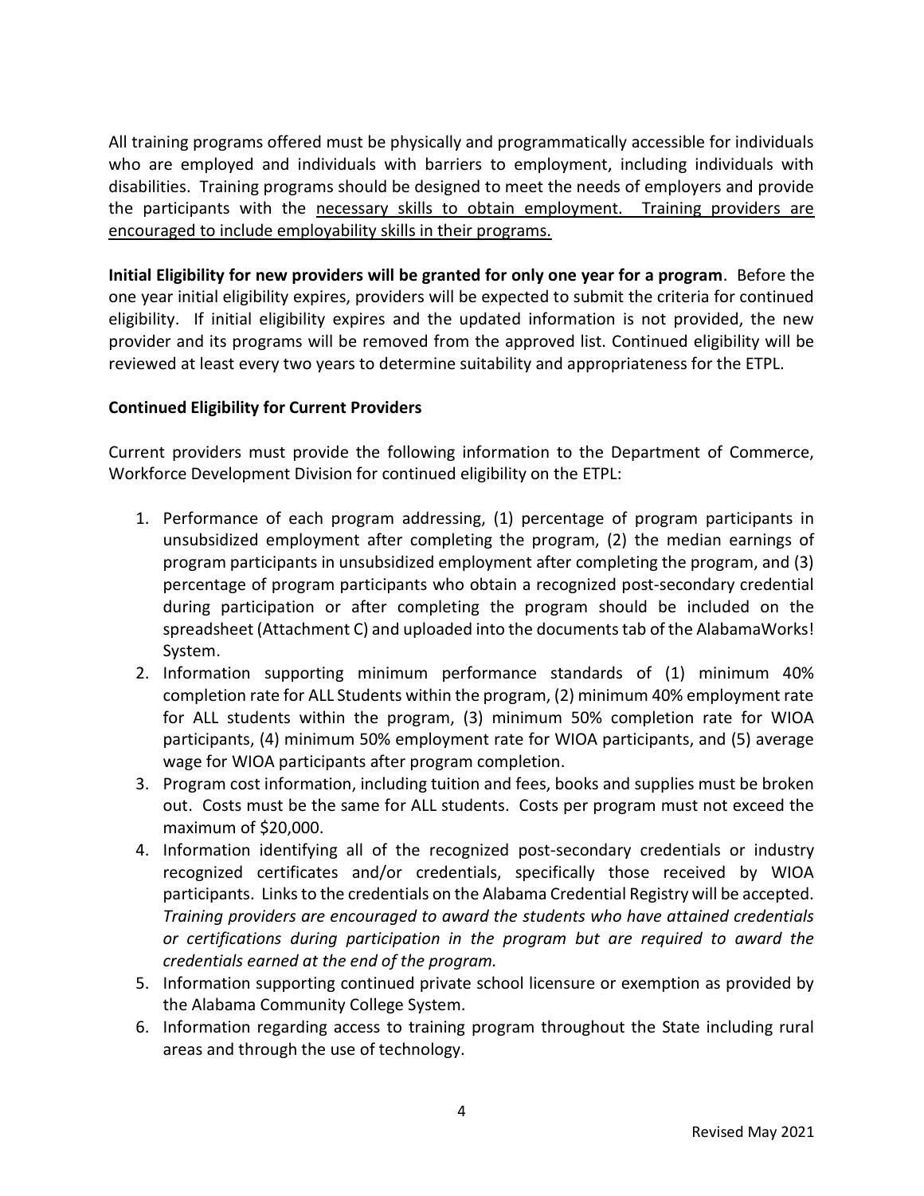All training programs offered must be physically and programmatically accessible for individuals who are employed and individuals with barriers to employment, including individuals with disabilities. Training programs should be designed to meet the needs of employers and provide the participants with the <u>necessary skills to obtain employment. Training providers are encouraged to include employability skills in their programs.</u>

**Initial Eligibility for new providers will be granted for only one year for a program**. Before the one year initial eligibility expires, providers will be expected to submit the criteria for continued eligibility. If initial eligibility expires and the updated information is not provided, the new provider and its programs will be removed from the approved list. Continued eligibility will be reviewed at least every two years to determine suitability and appropriateness for the ETPL.

**Continued Eligibility for Current Providers**

Current providers must provide the following information to the Department of Commerce, Workforce Development Division for continued eligibility on the ETPL:

1. Performance of each program addressing, (1) percentage of program participants in unsubsidized employment after completing the program, (2) the median earnings of program participants in unsubsidized employment after completing the program, and (3) percentage of program participants who obtain a recognized post-secondary credential during participation or after completing the program should be included on the spreadsheet (Attachment C) and uploaded into the documents tab of the AlabamaWorks! System.
2. Information supporting minimum performance standards of (1) minimum 40% completion rate for ALL Students within the program, (2) minimum 40% employment rate for ALL students within the program, (3) minimum 50% completion rate for WIOA participants, (4) minimum 50% employment rate for WIOA participants, and (5) average wage for WIOA participants after program completion.
3. Program cost information, including tuition and fees, books and supplies must be broken out. Costs must be the same for ALL students. Costs per program must not exceed the maximum of $20,000.
4. Information identifying all of the recognized post-secondary credentials or industry recognized certificates and/or credentials, specifically those received by WIOA participants. Links to the credentials on the Alabama Credential Registry will be accepted. *Training providers are encouraged to award the students who have attained credentials or certifications during participation in the program but are required to award the credentials earned at the end of the program.*
5. Information supporting continued private school licensure or exemption as provided by the Alabama Community College System.
6. Information regarding access to training program throughout the State including rural areas and through the use of technology.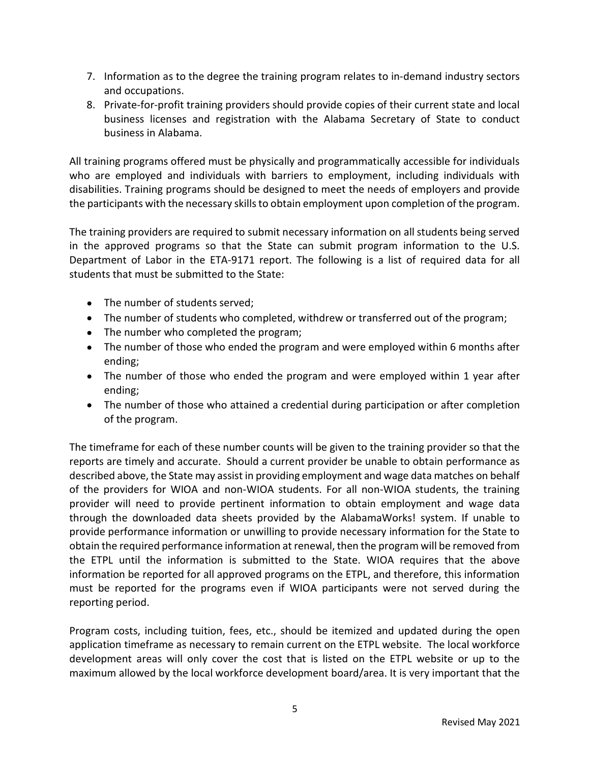7. Information as to the degree the training program relates to in-demand industry sectors and occupations.
8. Private-for-profit training providers should provide copies of their current state and local business licenses and registration with the Alabama Secretary of State to conduct business in Alabama.

All training programs offered must be physically and programmatically accessible for individuals who are employed and individuals with barriers to employment, including individuals with disabilities. Training programs should be designed to meet the needs of employers and provide the participants with the necessary skills to obtain employment upon completion of the program.

The training providers are required to submit necessary information on all students being served in the approved programs so that the State can submit program information to the U.S. Department of Labor in the ETA-9171 report. The following is a list of required data for all students that must be submitted to the State:

- The number of students served;
- The number of students who completed, withdrew or transferred out of the program;
- The number who completed the program;
- The number of those who ended the program and were employed within 6 months after ending;
- The number of those who ended the program and were employed within 1 year after ending;
- The number of those who attained a credential during participation or after completion of the program.

The timeframe for each of these number counts will be given to the training provider so that the reports are timely and accurate. Should a current provider be unable to obtain performance as described above, the State may assist in providing employment and wage data matches on behalf of the providers for WIOA and non-WIOA students. For all non-WIOA students, the training provider will need to provide pertinent information to obtain employment and wage data through the downloaded data sheets provided by the AlabamaWorks! system. If unable to provide performance information or unwilling to provide necessary information for the State to obtain the required performance information at renewal, then the program will be removed from the ETPL until the information is submitted to the State. WIOA requires that the above information be reported for all approved programs on the ETPL, and therefore, this information must be reported for the programs even if WIOA participants were not served during the reporting period.

Program costs, including tuition, fees, etc., should be itemized and updated during the open application timeframe as necessary to remain current on the ETPL website. The local workforce development areas will only cover the cost that is listed on the ETPL website or up to the maximum allowed by the local workforce development board/area. It is very important that the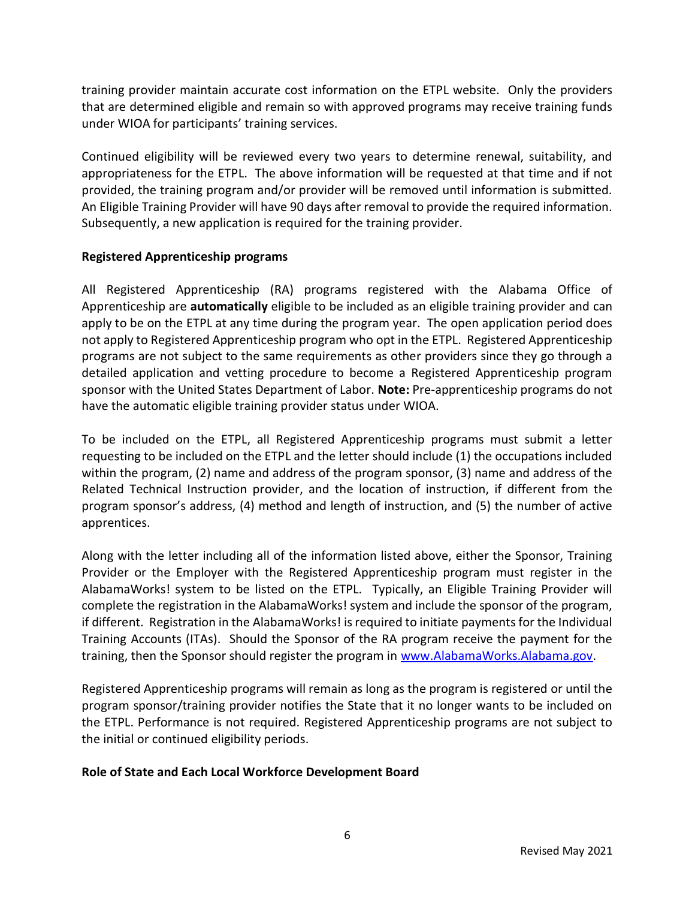training provider maintain accurate cost information on the ETPL website. Only the providers that are determined eligible and remain so with approved programs may receive training funds under WIOA for participants' training services.

Continued eligibility will be reviewed every two years to determine renewal, suitability, and appropriateness for the ETPL. The above information will be requested at that time and if not provided, the training program and/or provider will be removed until information is submitted. An Eligible Training Provider will have 90 days after removal to provide the required information. Subsequently, a new application is required for the training provider.

**Registered Apprenticeship programs**

All Registered Apprenticeship (RA) programs registered with the Alabama Office of Apprenticeship are **automatically** eligible to be included as an eligible training provider and can apply to be on the ETPL at any time during the program year. The open application period does not apply to Registered Apprenticeship program who opt in the ETPL. Registered Apprenticeship programs are not subject to the same requirements as other providers since they go through a detailed application and vetting procedure to become a Registered Apprenticeship program sponsor with the United States Department of Labor. **Note:** Pre-apprenticeship programs do not have the automatic eligible training provider status under WIOA.

To be included on the ETPL, all Registered Apprenticeship programs must submit a letter requesting to be included on the ETPL and the letter should include (1) the occupations included within the program, (2) name and address of the program sponsor, (3) name and address of the Related Technical Instruction provider, and the location of instruction, if different from the program sponsor's address, (4) method and length of instruction, and (5) the number of active apprentices.

Along with the letter including all of the information listed above, either the Sponsor, Training Provider or the Employer with the Registered Apprenticeship program must register in the AlabamaWorks! system to be listed on the ETPL. Typically, an Eligible Training Provider will complete the registration in the AlabamaWorks! system and include the sponsor of the program, if different. Registration in the AlabamaWorks! is required to initiate payments for the Individual Training Accounts (ITAs). Should the Sponsor of the RA program receive the payment for the training, then the Sponsor should register the program in [www.AlabamaWorks.Alabama.gov](www.AlabamaWorks.Alabama.gov).

Registered Apprenticeship programs will remain as long as the program is registered or until the program sponsor/training provider notifies the State that it no longer wants to be included on the ETPL. Performance is not required. Registered Apprenticeship programs are not subject to the initial or continued eligibility periods.

**Role of State and Each Local Workforce Development Board**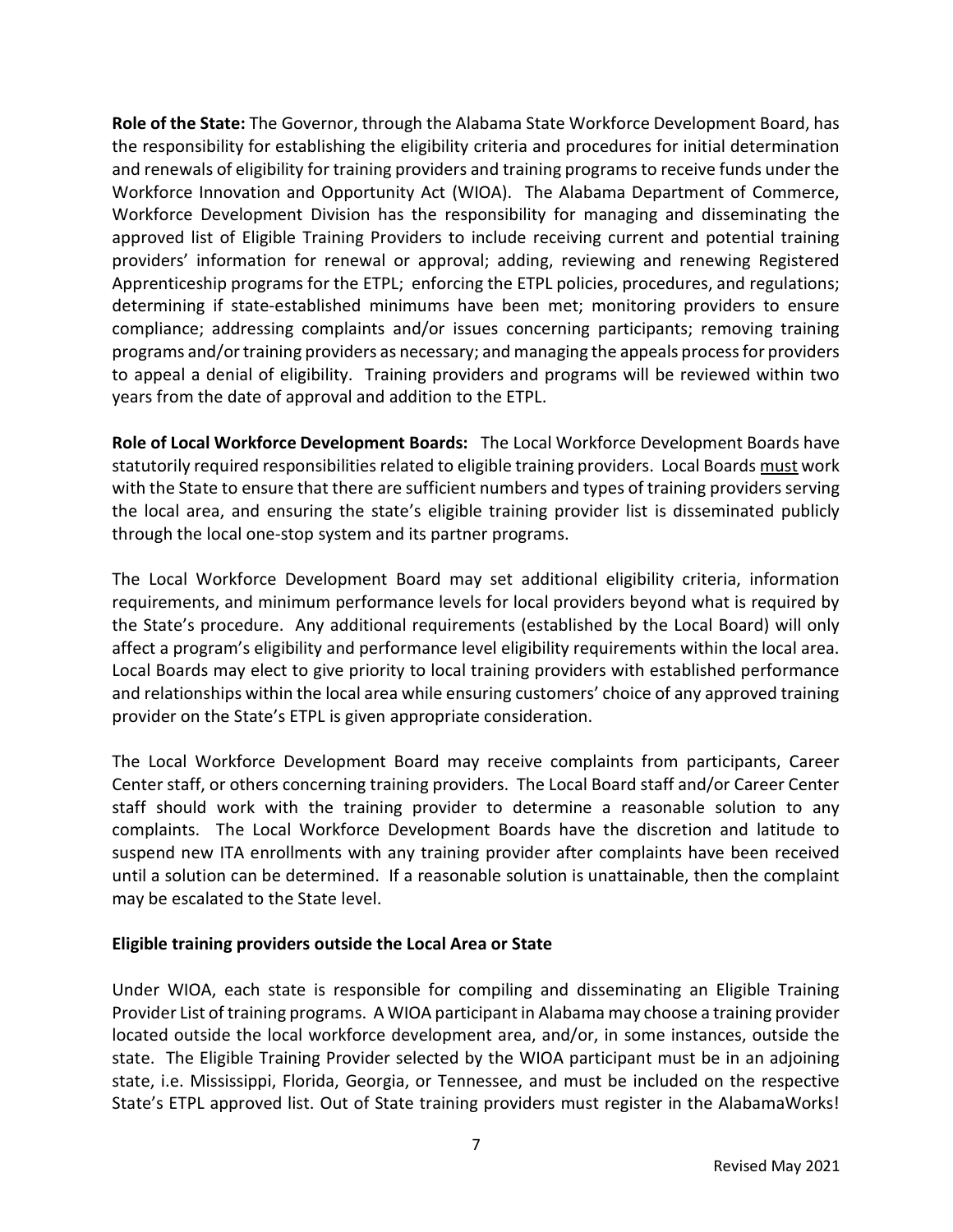**Role of the State:** The Governor, through the Alabama State Workforce Development Board, has the responsibility for establishing the eligibility criteria and procedures for initial determination and renewals of eligibility for training providers and training programs to receive funds under the Workforce Innovation and Opportunity Act (WIOA). The Alabama Department of Commerce, Workforce Development Division has the responsibility for managing and disseminating the approved list of Eligible Training Providers to include receiving current and potential training providers' information for renewal or approval; adding, reviewing and renewing Registered Apprenticeship programs for the ETPL; enforcing the ETPL policies, procedures, and regulations; determining if state-established minimums have been met; monitoring providers to ensure compliance; addressing complaints and/or issues concerning participants; removing training programs and/or training providers as necessary; and managing the appeals process for providers to appeal a denial of eligibility. Training providers and programs will be reviewed within two years from the date of approval and addition to the ETPL.

**Role of Local Workforce Development Boards:** The Local Workforce Development Boards have statutorily required responsibilities related to eligible training providers. Local Boards must work with the State to ensure that there are sufficient numbers and types of training providers serving the local area, and ensuring the state's eligible training provider list is disseminated publicly through the local one-stop system and its partner programs.

The Local Workforce Development Board may set additional eligibility criteria, information requirements, and minimum performance levels for local providers beyond what is required by the State's procedure. Any additional requirements (established by the Local Board) will only affect a program's eligibility and performance level eligibility requirements within the local area. Local Boards may elect to give priority to local training providers with established performance and relationships within the local area while ensuring customers' choice of any approved training provider on the State's ETPL is given appropriate consideration.

The Local Workforce Development Board may receive complaints from participants, Career Center staff, or others concerning training providers. The Local Board staff and/or Career Center staff should work with the training provider to determine a reasonable solution to any complaints. The Local Workforce Development Boards have the discretion and latitude to suspend new ITA enrollments with any training provider after complaints have been received until a solution can be determined. If a reasonable solution is unattainable, then the complaint may be escalated to the State level.

**Eligible training providers outside the Local Area or State**

Under WIOA, each state is responsible for compiling and disseminating an Eligible Training Provider List of training programs. A WIOA participant in Alabama may choose a training provider located outside the local workforce development area, and/or, in some instances, outside the state. The Eligible Training Provider selected by the WIOA participant must be in an adjoining state, i.e. Mississippi, Florida, Georgia, or Tennessee, and must be included on the respective State's ETPL approved list. Out of State training providers must register in the AlabamaWorks!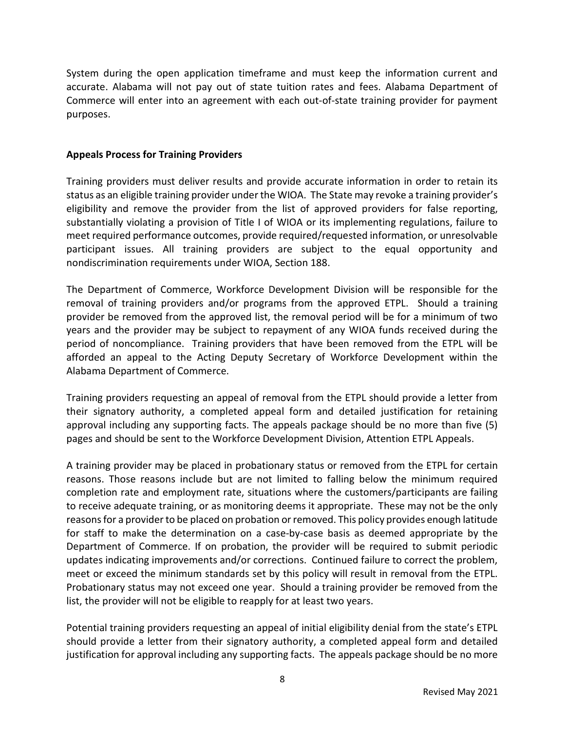System during the open application timeframe and must keep the information current and accurate. Alabama will not pay out of state tuition rates and fees. Alabama Department of Commerce will enter into an agreement with each out-of-state training provider for payment purposes.

**Appeals Process for Training Providers**

Training providers must deliver results and provide accurate information in order to retain its status as an eligible training provider under the WIOA. The State may revoke a training provider's eligibility and remove the provider from the list of approved providers for false reporting, substantially violating a provision of Title I of WIOA or its implementing regulations, failure to meet required performance outcomes, provide required/requested information, or unresolvable participant issues. All training providers are subject to the equal opportunity and nondiscrimination requirements under WIOA, Section 188.

The Department of Commerce, Workforce Development Division will be responsible for the removal of training providers and/or programs from the approved ETPL. Should a training provider be removed from the approved list, the removal period will be for a minimum of two years and the provider may be subject to repayment of any WIOA funds received during the period of noncompliance. Training providers that have been removed from the ETPL will be afforded an appeal to the Acting Deputy Secretary of Workforce Development within the Alabama Department of Commerce.

Training providers requesting an appeal of removal from the ETPL should provide a letter from their signatory authority, a completed appeal form and detailed justification for retaining approval including any supporting facts. The appeals package should be no more than five (5) pages and should be sent to the Workforce Development Division, Attention ETPL Appeals.

A training provider may be placed in probationary status or removed from the ETPL for certain reasons. Those reasons include but are not limited to falling below the minimum required completion rate and employment rate, situations where the customers/participants are failing to receive adequate training, or as monitoring deems it appropriate. These may not be the only reasons for a provider to be placed on probation or removed. This policy provides enough latitude for staff to make the determination on a case-by-case basis as deemed appropriate by the Department of Commerce. If on probation, the provider will be required to submit periodic updates indicating improvements and/or corrections. Continued failure to correct the problem, meet or exceed the minimum standards set by this policy will result in removal from the ETPL. Probationary status may not exceed one year. Should a training provider be removed from the list, the provider will not be eligible to reapply for at least two years.

Potential training providers requesting an appeal of initial eligibility denial from the state's ETPL should provide a letter from their signatory authority, a completed appeal form and detailed justification for approval including any supporting facts. The appeals package should be no more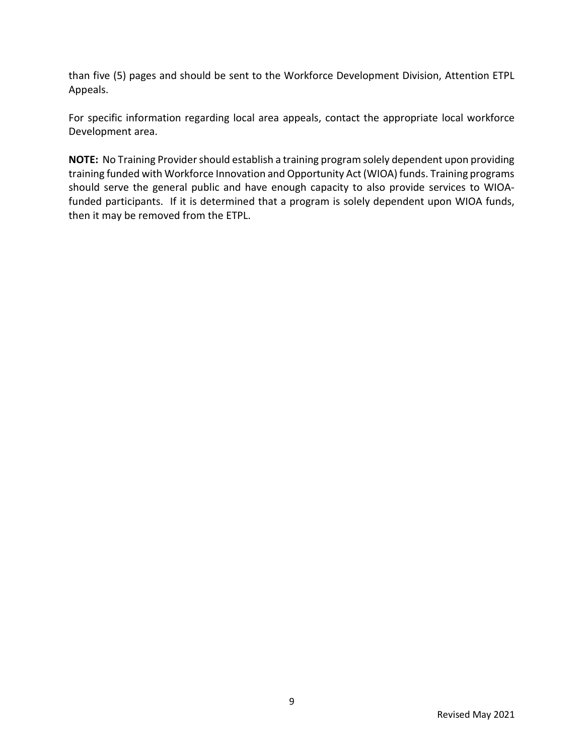than five (5) pages and should be sent to the Workforce Development Division, Attention ETPL Appeals.

For specific information regarding local area appeals, contact the appropriate local workforce Development area.

**NOTE:** No Training Provider should establish a training program solely dependent upon providing training funded with Workforce Innovation and Opportunity Act (WIOA) funds. Training programs should serve the general public and have enough capacity to also provide services to WIOA-funded participants. If it is determined that a program is solely dependent upon WIOA funds, then it may be removed from the ETPL.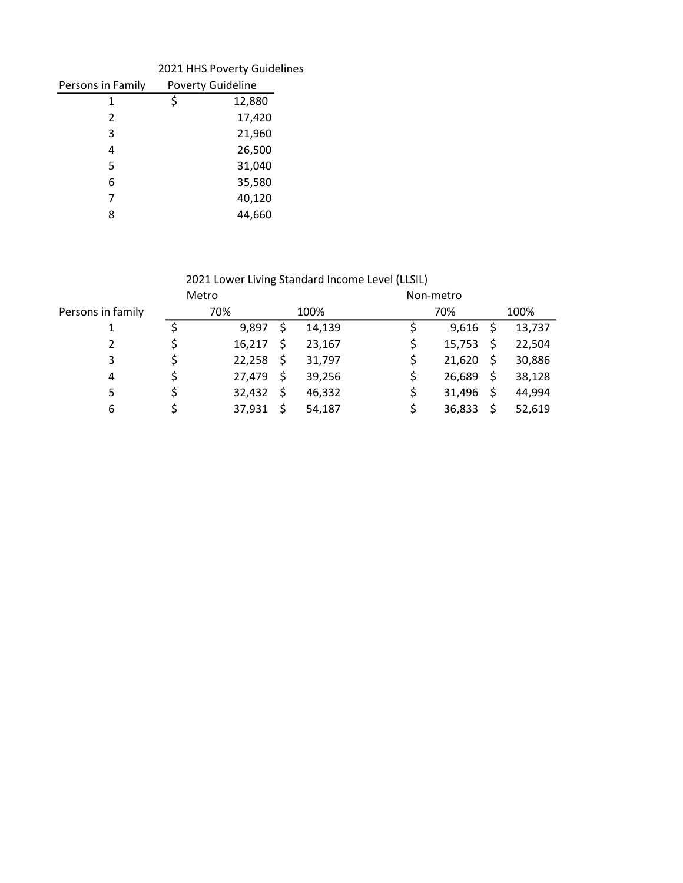2021 HHS Poverty Guidelines

| Persons in Family | Poverty Guideline |
|---|---|
| 1 | $ 12,880 |
| 2 | 17,420 |
| 3 | 21,960 |
| 4 | 26,500 |
| 5 | 31,040 |
| 6 | 35,580 |
| 7 | 40,120 |
| 8 | 44,660 |

2021 Lower Living Standard Income Level (LLSIL)

| | Metro | | Non-metro | |
|---|---|---|---|---|
| Persons in family | 70% | 100% | 70% | 100% |
| 1 | $ 9,897 | $ 14,139 | $ 9,616 | $ 13,737 |
| 2 | $ 16,217 | $ 23,167 | $ 15,753 | $ 22,504 |
| 3 | $ 22,258 | $ 31,797 | $ 21,620 | $ 30,886 |
| 4 | $ 27,479 | $ 39,256 | $ 26,689 | $ 38,128 |
| 5 | $ 32,432 | $ 46,332 | $ 31,496 | $ 44,994 |
| 6 | $ 37,931 | $ 54,187 | $ 36,833 | $ 52,619 |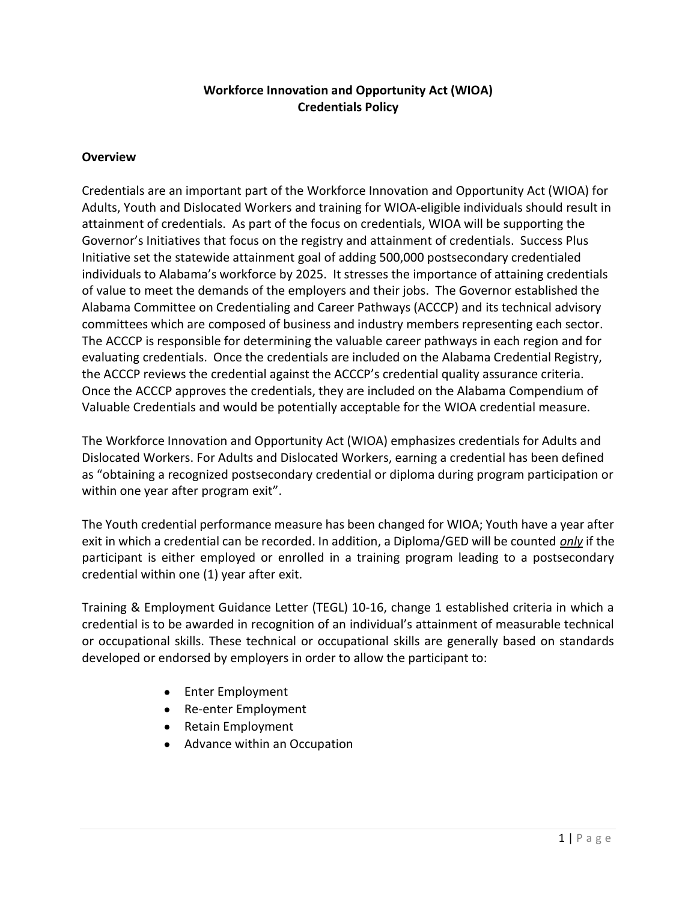**Workforce Innovation and Opportunity Act (WIOA)**
**Credentials Policy**

## Overview

Credentials are an important part of the Workforce Innovation and Opportunity Act (WIOA) for Adults, Youth and Dislocated Workers and training for WIOA-eligible individuals should result in attainment of credentials. As part of the focus on credentials, WIOA will be supporting the Governor's Initiatives that focus on the registry and attainment of credentials. Success Plus Initiative set the statewide attainment goal of adding 500,000 postsecondary credentialed individuals to Alabama's workforce by 2025. It stresses the importance of attaining credentials of value to meet the demands of the employers and their jobs. The Governor established the Alabama Committee on Credentialing and Career Pathways (ACCCP) and its technical advisory committees which are composed of business and industry members representing each sector. The ACCCP is responsible for determining the valuable career pathways in each region and for evaluating credentials. Once the credentials are included on the Alabama Credential Registry, the ACCCP reviews the credential against the ACCCP's credential quality assurance criteria. Once the ACCCP approves the credentials, they are included on the Alabama Compendium of Valuable Credentials and would be potentially acceptable for the WIOA credential measure.

The Workforce Innovation and Opportunity Act (WIOA) emphasizes credentials for Adults and Dislocated Workers. For Adults and Dislocated Workers, earning a credential has been defined as "obtaining a recognized postsecondary credential or diploma during program participation or within one year after program exit".

The Youth credential performance measure has been changed for WIOA; Youth have a year after exit in which a credential can be recorded. In addition, a Diploma/GED will be counted ***only*** if the participant is either employed or enrolled in a training program leading to a postsecondary credential within one (1) year after exit.

Training & Employment Guidance Letter (TEGL) 10-16, change 1 established criteria in which a credential is to be awarded in recognition of an individual's attainment of measurable technical or occupational skills. These technical or occupational skills are generally based on standards developed or endorsed by employers in order to allow the participant to:

- Enter Employment
- Re-enter Employment
- Retain Employment
- Advance within an Occupation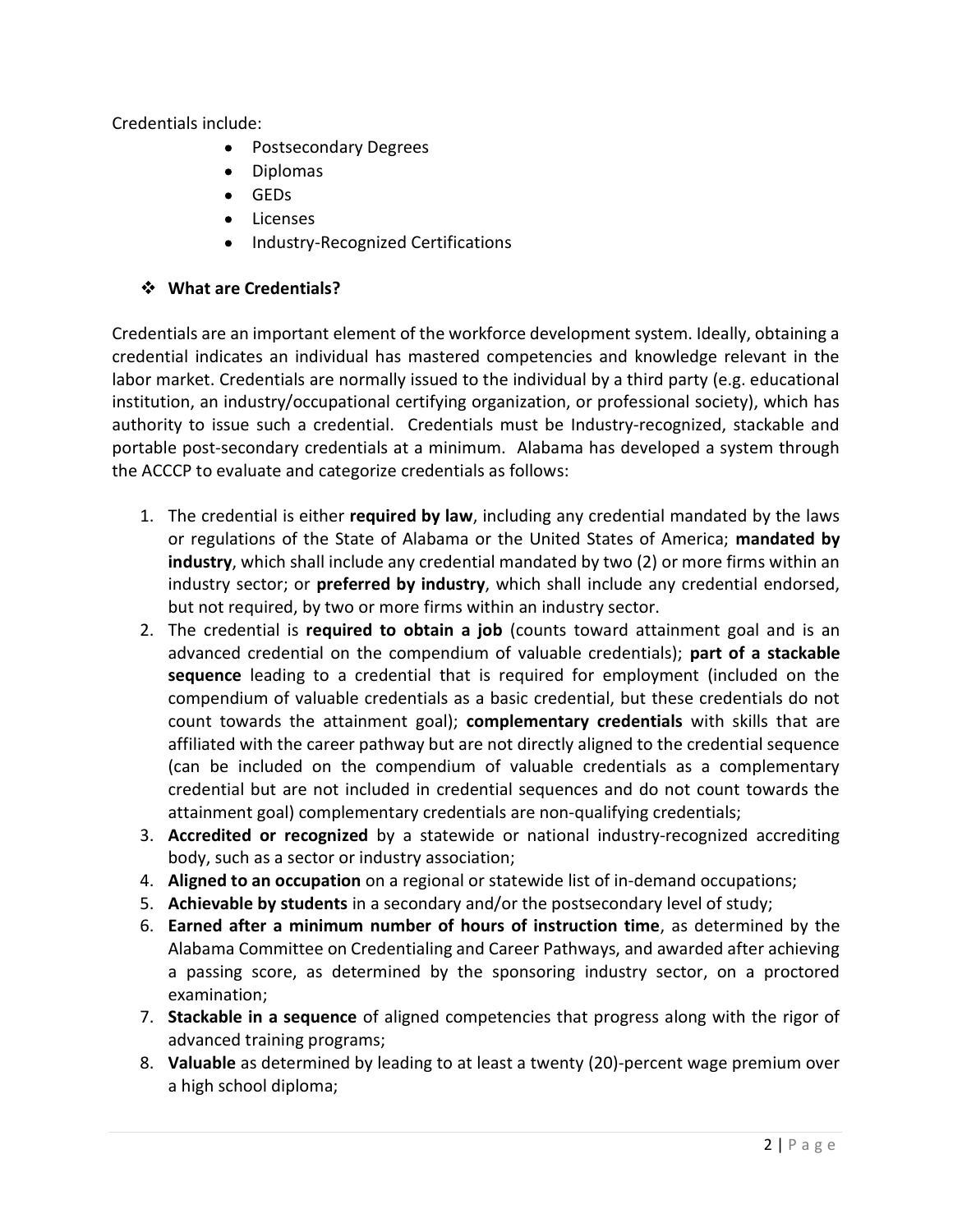Credentials include:

- Postsecondary Degrees
- Diplomas
- GEDs
- Licenses
- Industry-Recognized Certifications

### ❖ What are Credentials?

Credentials are an important element of the workforce development system. Ideally, obtaining a credential indicates an individual has mastered competencies and knowledge relevant in the labor market. Credentials are normally issued to the individual by a third party (e.g. educational institution, an industry/occupational certifying organization, or professional society), which has authority to issue such a credential. Credentials must be Industry-recognized, stackable and portable post-secondary credentials at a minimum. Alabama has developed a system through the ACCCP to evaluate and categorize credentials as follows:

1. The credential is either **required by law**, including any credential mandated by the laws or regulations of the State of Alabama or the United States of America; **mandated by industry**, which shall include any credential mandated by two (2) or more firms within an industry sector; or **preferred by industry**, which shall include any credential endorsed, but not required, by two or more firms within an industry sector.
2. The credential is **required to obtain a job** (counts toward attainment goal and is an advanced credential on the compendium of valuable credentials); **part of a stackable sequence** leading to a credential that is required for employment (included on the compendium of valuable credentials as a basic credential, but these credentials do not count towards the attainment goal); **complementary credentials** with skills that are affiliated with the career pathway but are not directly aligned to the credential sequence (can be included on the compendium of valuable credentials as a complementary credential but are not included in credential sequences and do not count towards the attainment goal) complementary credentials are non-qualifying credentials;
3. **Accredited or recognized** by a statewide or national industry-recognized accrediting body, such as a sector or industry association;
4. **Aligned to an occupation** on a regional or statewide list of in-demand occupations;
5. **Achievable by students** in a secondary and/or the postsecondary level of study;
6. **Earned after a minimum number of hours of instruction time**, as determined by the Alabama Committee on Credentialing and Career Pathways, and awarded after achieving a passing score, as determined by the sponsoring industry sector, on a proctored examination;
7. **Stackable in a sequence** of aligned competencies that progress along with the rigor of advanced training programs;
8. **Valuable** as determined by leading to at least a twenty (20)-percent wage premium over a high school diploma;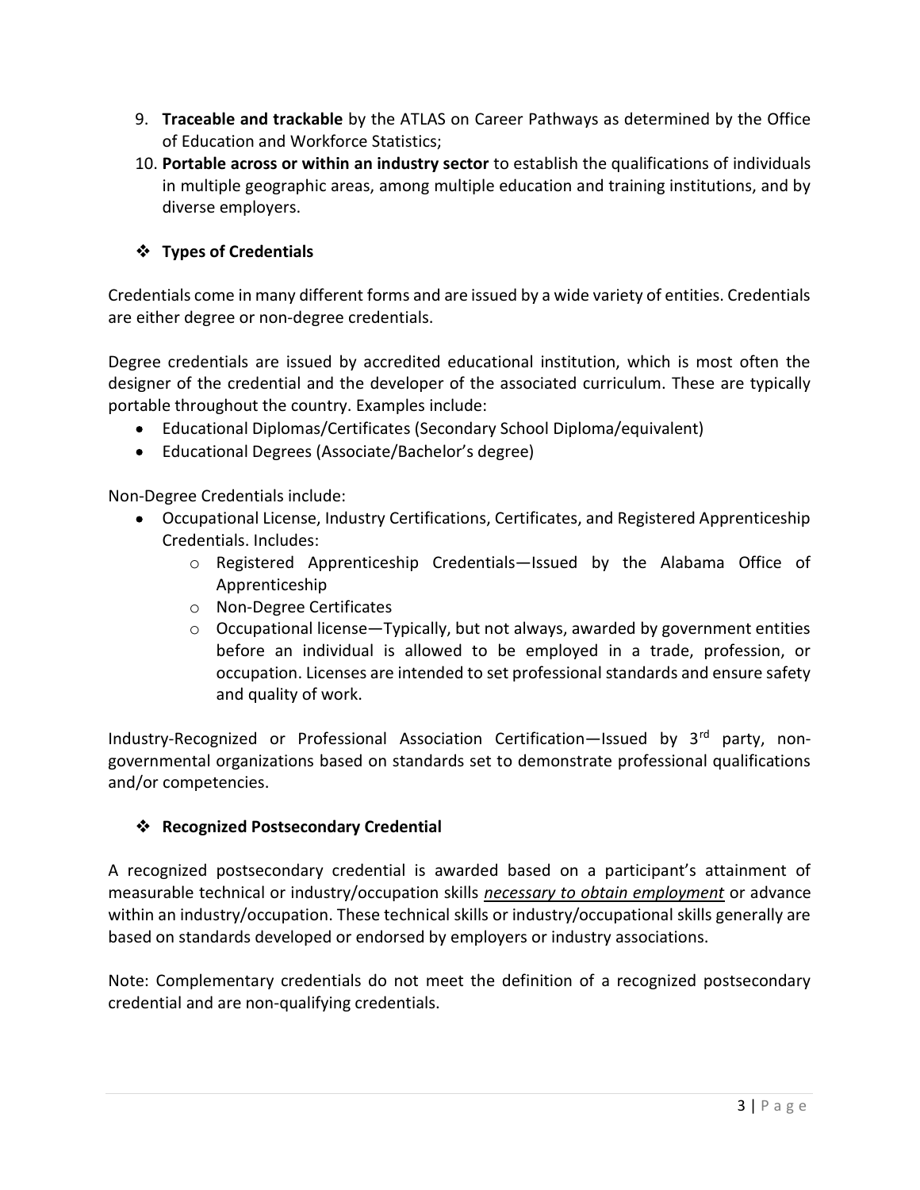9. **Traceable and trackable** by the ATLAS on Career Pathways as determined by the Office of Education and Workforce Statistics;
10. **Portable across or within an industry sector** to establish the qualifications of individuals in multiple geographic areas, among multiple education and training institutions, and by diverse employers.

## ❖ Types of Credentials

Credentials come in many different forms and are issued by a wide variety of entities. Credentials are either degree or non-degree credentials.

Degree credentials are issued by accredited educational institution, which is most often the designer of the credential and the developer of the associated curriculum. These are typically portable throughout the country. Examples include:

- Educational Diplomas/Certificates (Secondary School Diploma/equivalent)
- Educational Degrees (Associate/Bachelor's degree)

Non-Degree Credentials include:

- Occupational License, Industry Certifications, Certificates, and Registered Apprenticeship Credentials. Includes:
    - Registered Apprenticeship Credentials—Issued by the Alabama Office of Apprenticeship
    - Non-Degree Certificates
    - Occupational license—Typically, but not always, awarded by government entities before an individual is allowed to be employed in a trade, profession, or occupation. Licenses are intended to set professional standards and ensure safety and quality of work.

Industry-Recognized or Professional Association Certification—Issued by 3rd party, non-governmental organizations based on standards set to demonstrate professional qualifications and/or competencies.

## ❖ Recognized Postsecondary Credential

A recognized postsecondary credential is awarded based on a participant's attainment of measurable technical or industry/occupation skills ***necessary to obtain employment*** or advance within an industry/occupation. These technical skills or industry/occupational skills generally are based on standards developed or endorsed by employers or industry associations.

Note: Complementary credentials do not meet the definition of a recognized postsecondary credential and are non-qualifying credentials.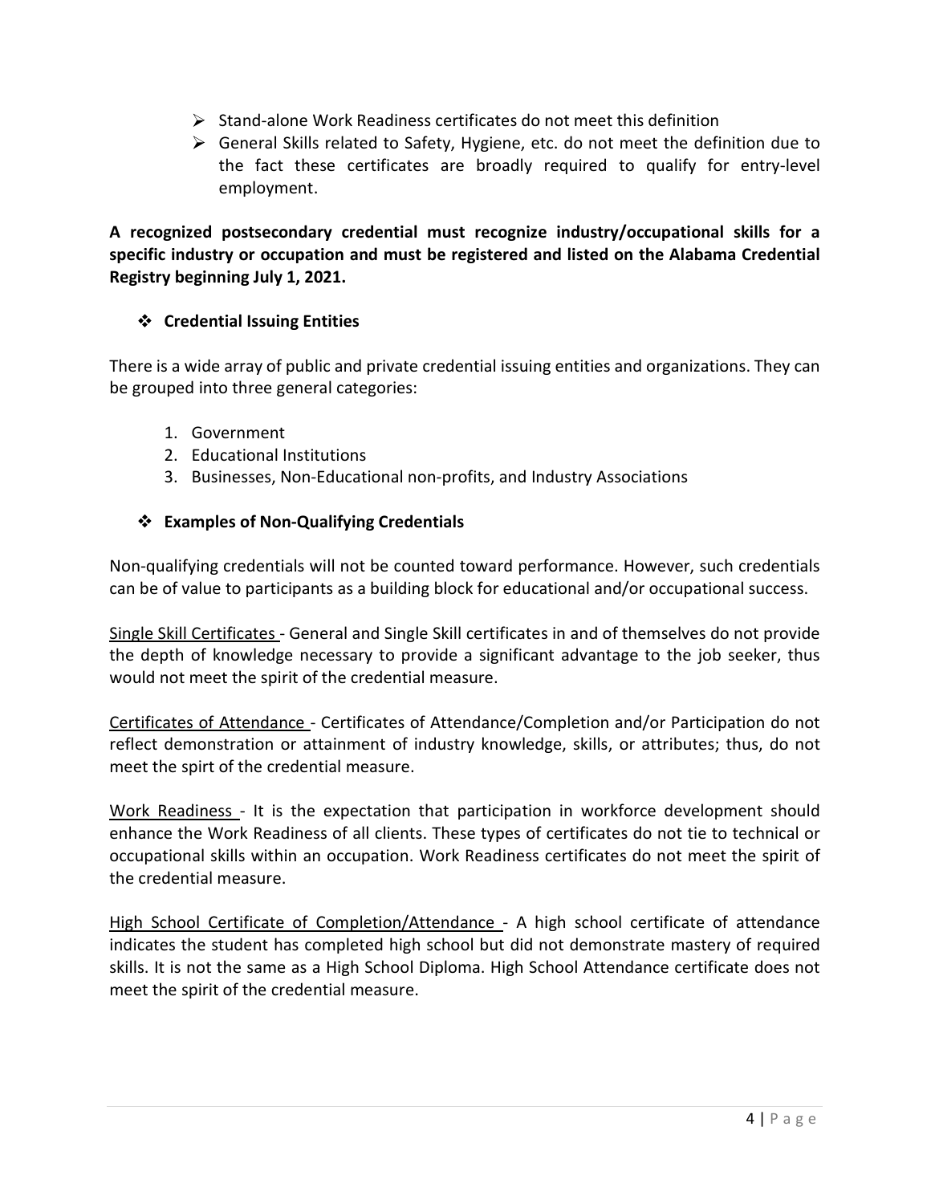- Stand-alone Work Readiness certificates do not meet this definition
- General Skills related to Safety, Hygiene, etc. do not meet the definition due to the fact these certificates are broadly required to qualify for entry-level employment.

**A recognized postsecondary credential must recognize industry/occupational skills for a specific industry or occupation and must be registered and listed on the Alabama Credential Registry beginning July 1, 2021.**

### Credential Issuing Entities

There is a wide array of public and private credential issuing entities and organizations. They can be grouped into three general categories:

1. Government
2. Educational Institutions
3. Businesses, Non-Educational non-profits, and Industry Associations

### Examples of Non-Qualifying Credentials

Non-qualifying credentials will not be counted toward performance. However, such credentials can be of value to participants as a building block for educational and/or occupational success.

<u>Single Skill Certificates</u> - General and Single Skill certificates in and of themselves do not provide the depth of knowledge necessary to provide a significant advantage to the job seeker, thus would not meet the spirit of the credential measure.

<u>Certificates of Attendance</u> - Certificates of Attendance/Completion and/or Participation do not reflect demonstration or attainment of industry knowledge, skills, or attributes; thus, do not meet the spirt of the credential measure.

<u>Work Readiness</u> - It is the expectation that participation in workforce development should enhance the Work Readiness of all clients. These types of certificates do not tie to technical or occupational skills within an occupation. Work Readiness certificates do not meet the spirit of the credential measure.

<u>High School Certificate of Completion/Attendance</u> - A high school certificate of attendance indicates the student has completed high school but did not demonstrate mastery of required skills. It is not the same as a High School Diploma. High School Attendance certificate does not meet the spirit of the credential measure.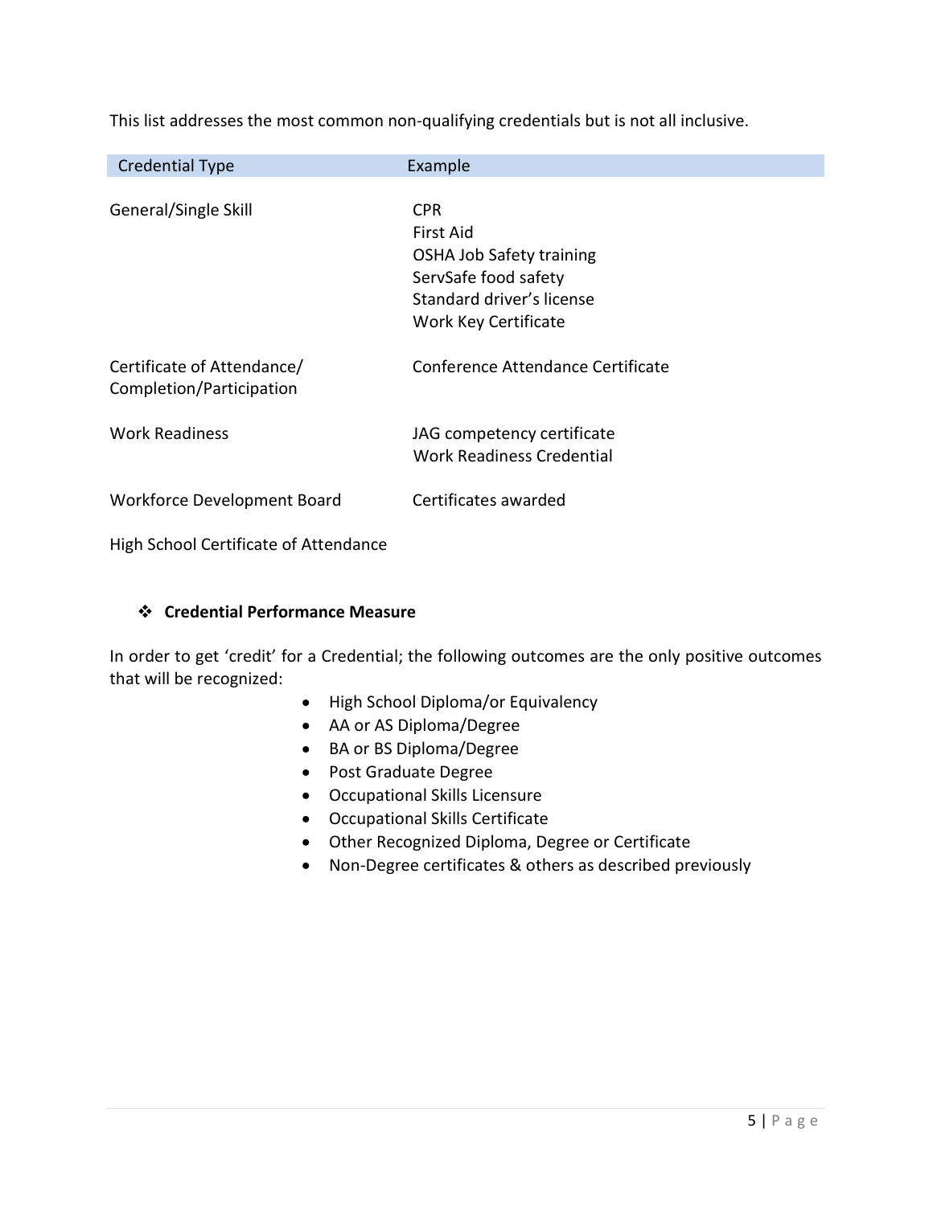This list addresses the most common non-qualifying credentials but is not all inclusive.

| Credential Type | Example |
| --- | --- |
| General/Single Skill | CPR<br>First Aid<br>OSHA Job Safety training<br>ServSafe food safety<br>Standard driver's license<br>Work Key Certificate |
| Certificate of Attendance/ Completion/Participation | Conference Attendance Certificate |
| Work Readiness | JAG competency certificate<br>Work Readiness Credential |
| Workforce Development Board | Certificates awarded |
| High School Certificate of Attendance | |

### ❖ Credential Performance Measure

In order to get 'credit' for a Credential; the following outcomes are the only positive outcomes that will be recognized:

- High School Diploma/or Equivalency
- AA or AS Diploma/Degree
- BA or BS Diploma/Degree
- Post Graduate Degree
- Occupational Skills Licensure
- Occupational Skills Certificate
- Other Recognized Diploma, Degree or Certificate
- Non-Degree certificates & others as described previously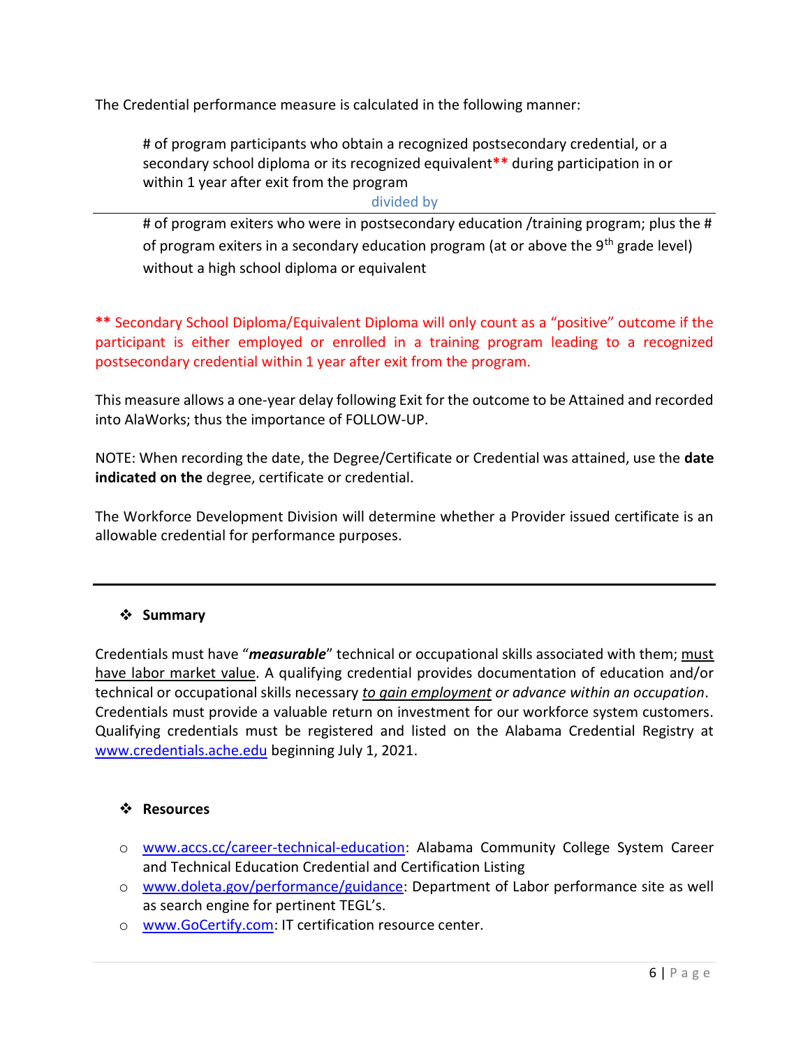The Credential performance measure is calculated in the following manner:

> # of program participants who obtain a recognized postsecondary credential, or a secondary school diploma or its recognized equivalent** during participation in or within 1 year after exit from the program
>
> divided by
>
> # of program exiters who were in postsecondary education /training program; plus the # of program exiters in a secondary education program (at or above the 9th grade level) without a high school diploma or equivalent

** Secondary School Diploma/Equivalent Diploma will only count as a "positive" outcome if the participant is either employed or enrolled in a training program leading to a recognized postsecondary credential within 1 year after exit from the program.

This measure allows a one-year delay following Exit for the outcome to be Attained and recorded into AlaWorks; thus the importance of FOLLOW-UP.

NOTE: When recording the date, the Degree/Certificate or Credential was attained, use the **date indicated on the** degree, certificate or credential.

The Workforce Development Division will determine whether a Provider issued certificate is an allowable credential for performance purposes.

---

- **Summary**

Credentials must have "***measurable***" technical or occupational skills associated with them; must have labor market value. A qualifying credential provides documentation of education and/or technical or occupational skills necessary *to gain employment or advance within an occupation*. Credentials must provide a valuable return on investment for our workforce system customers. Qualifying credentials must be registered and listed on the Alabama Credential Registry at www.credentials.ache.edu beginning July 1, 2021.

- **Resources**

  - www.accs.cc/career-technical-education: Alabama Community College System Career and Technical Education Credential and Certification Listing
  - www.doleta.gov/performance/guidance: Department of Labor performance site as well as search engine for pertinent TEGL's.
  - www.GoCertify.com: IT certification resource center.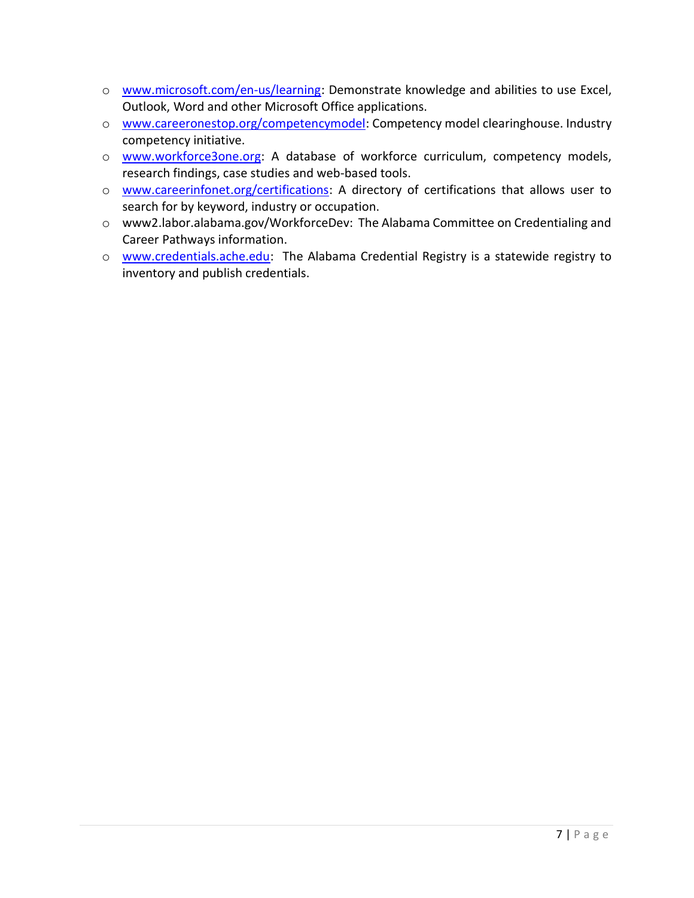- www.microsoft.com/en-us/learning: Demonstrate knowledge and abilities to use Excel, Outlook, Word and other Microsoft Office applications.
- www.careeronestop.org/competencymodel: Competency model clearinghouse. Industry competency initiative.
- www.workforce3one.org: A database of workforce curriculum, competency models, research findings, case studies and web-based tools.
- www.careerinfonet.org/certifications: A directory of certifications that allows user to search for by keyword, industry or occupation.
- www2.labor.alabama.gov/WorkforceDev: The Alabama Committee on Credentialing and Career Pathways information.
- www.credentials.ache.edu: The Alabama Credential Registry is a statewide registry to inventory and publish credentials.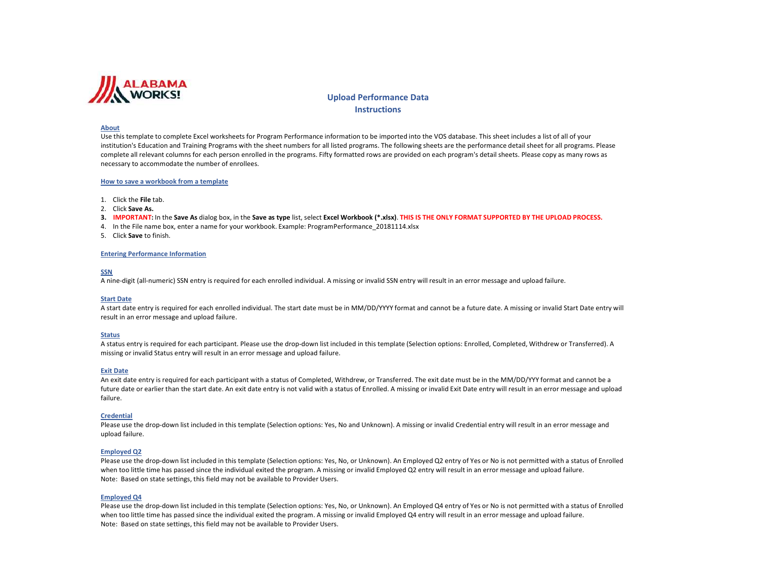# Upload Performance Data Instructions

## About

Use this template to complete Excel worksheets for Program Performance information to be imported into the VOS database. This sheet includes a list of all of your institution's Education and Training Programs with the sheet numbers for all listed programs. The following sheets are the performance detail sheet for all programs. Please complete all relevant columns for each person enrolled in the programs. Fifty formatted rows are provided on each program's detail sheets. Please copy as many rows as necessary to accommodate the number of enrollees.

## How to save a workbook from a template

1. Click the **File** tab.
2. Click **Save As.**
3. **IMPORTANT:** In the **Save As** dialog box, in the **Save as type** list, select **Excel Workbook (*.xlsx)**. **THIS IS THE ONLY FORMAT SUPPORTED BY THE UPLOAD PROCESS.**
4. In the File name box, enter a name for your workbook. Example: ProgramPerformance_20181114.xlsx
5. Click **Save** to finish.

## Entering Performance Information

### SSN

A nine-digit (all-numeric) SSN entry is required for each enrolled individual. A missing or invalid SSN entry will result in an error message and upload failure.

### Start Date

A start date entry is required for each enrolled individual. The start date must be in MM/DD/YYYY format and cannot be a future date. A missing or invalid Start Date entry will result in an error message and upload failure.

### Status

A status entry is required for each participant. Please use the drop-down list included in this template (Selection options: Enrolled, Completed, Withdrew or Transferred). A missing or invalid Status entry will result in an error message and upload failure.

### Exit Date

An exit date entry is required for each participant with a status of Completed, Withdrew, or Transferred. The exit date must be in the MM/DD/YYY format and cannot be a future date or earlier than the start date. An exit date entry is not valid with a status of Enrolled. A missing or invalid Exit Date entry will result in an error message and upload failure.

### Credential

Please use the drop-down list included in this template (Selection options: Yes, No and Unknown). A missing or invalid Credential entry will result in an error message and upload failure.

### Employed Q2

Please use the drop-down list included in this template (Selection options: Yes, No, or Unknown). An Employed Q2 entry of Yes or No is not permitted with a status of Enrolled when too little time has passed since the individual exited the program. A missing or invalid Employed Q2 entry will result in an error message and upload failure.
Note: Based on state settings, this field may not be available to Provider Users.

### Employed Q4

Please use the drop-down list included in this template (Selection options: Yes, No, or Unknown). An Employed Q4 entry of Yes or No is not permitted with a status of Enrolled when too little time has passed since the individual exited the program. A missing or invalid Employed Q4 entry will result in an error message and upload failure.
Note: Based on state settings, this field may not be available to Provider Users.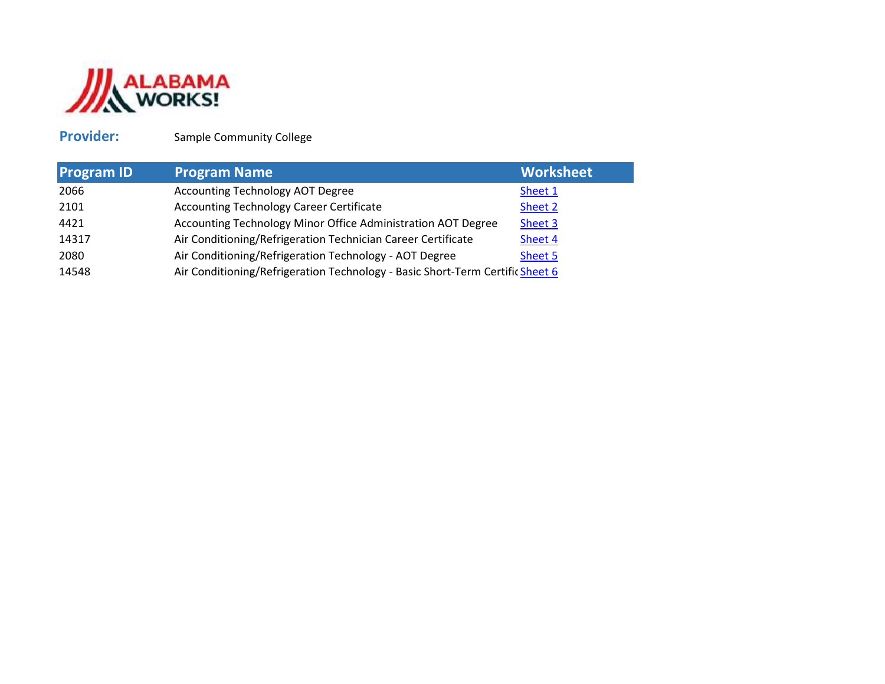**Provider:** Sample Community College

| Program ID | Program Name | Worksheet |
|---|---|---|
| 2066 | Accounting Technology AOT Degree | Sheet 1 |
| 2101 | Accounting Technology Career Certificate | Sheet 2 |
| 4421 | Accounting Technology Minor Office Administration AOT Degree | Sheet 3 |
| 14317 | Air Conditioning/Refrigeration Technician Career Certificate | Sheet 4 |
| 2080 | Air Conditioning/Refrigeration Technology - AOT Degree | Sheet 5 |
| 14548 | Air Conditioning/Refrigeration Technology - Basic Short-Term Certific | Sheet 6 |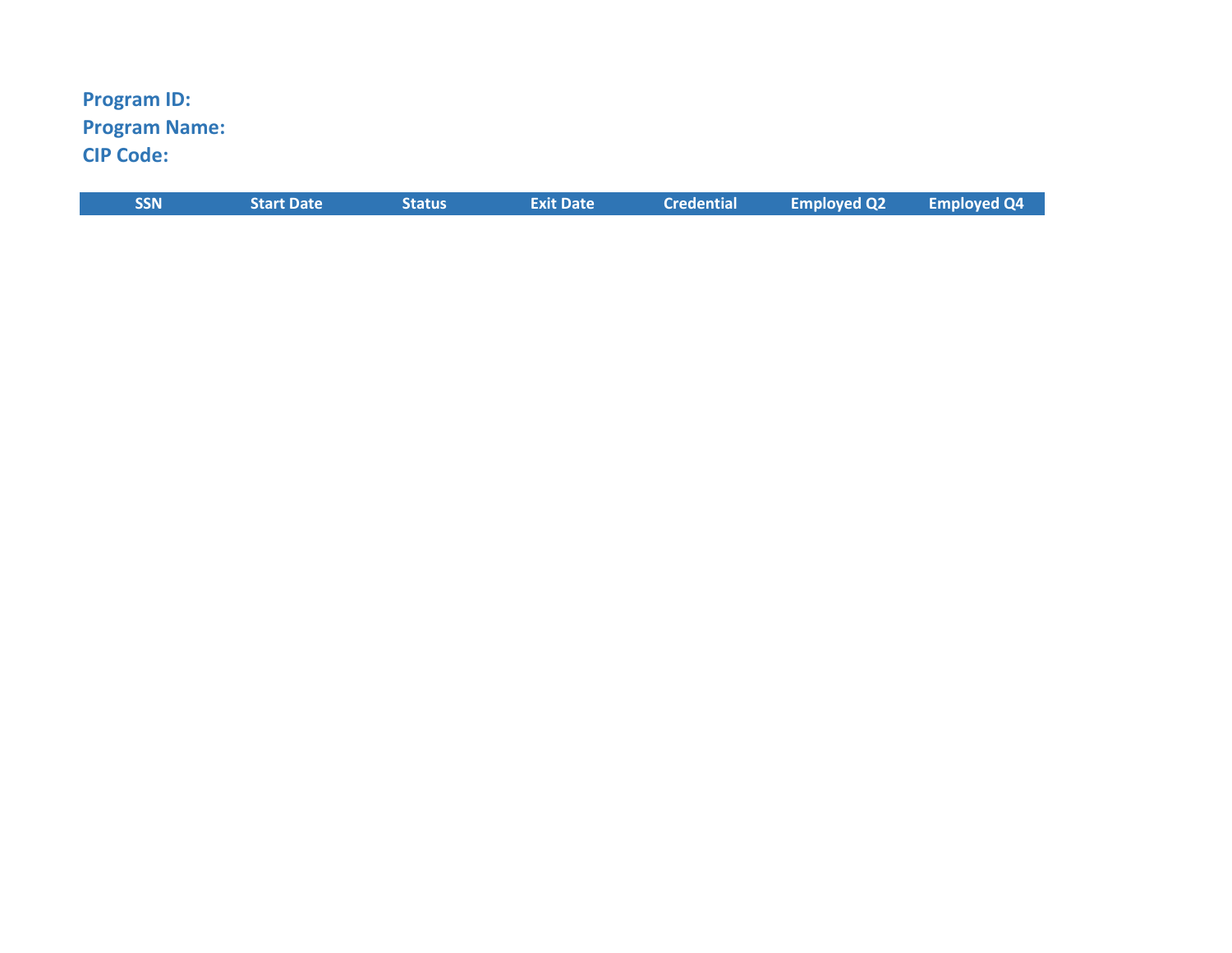**Program ID:**

**Program Name:**

**CIP Code:**

| SSN | Start Date | Status | Exit Date | Credential | Employed Q2 | Employed Q4 |
|---|---|---|---|---|---|---|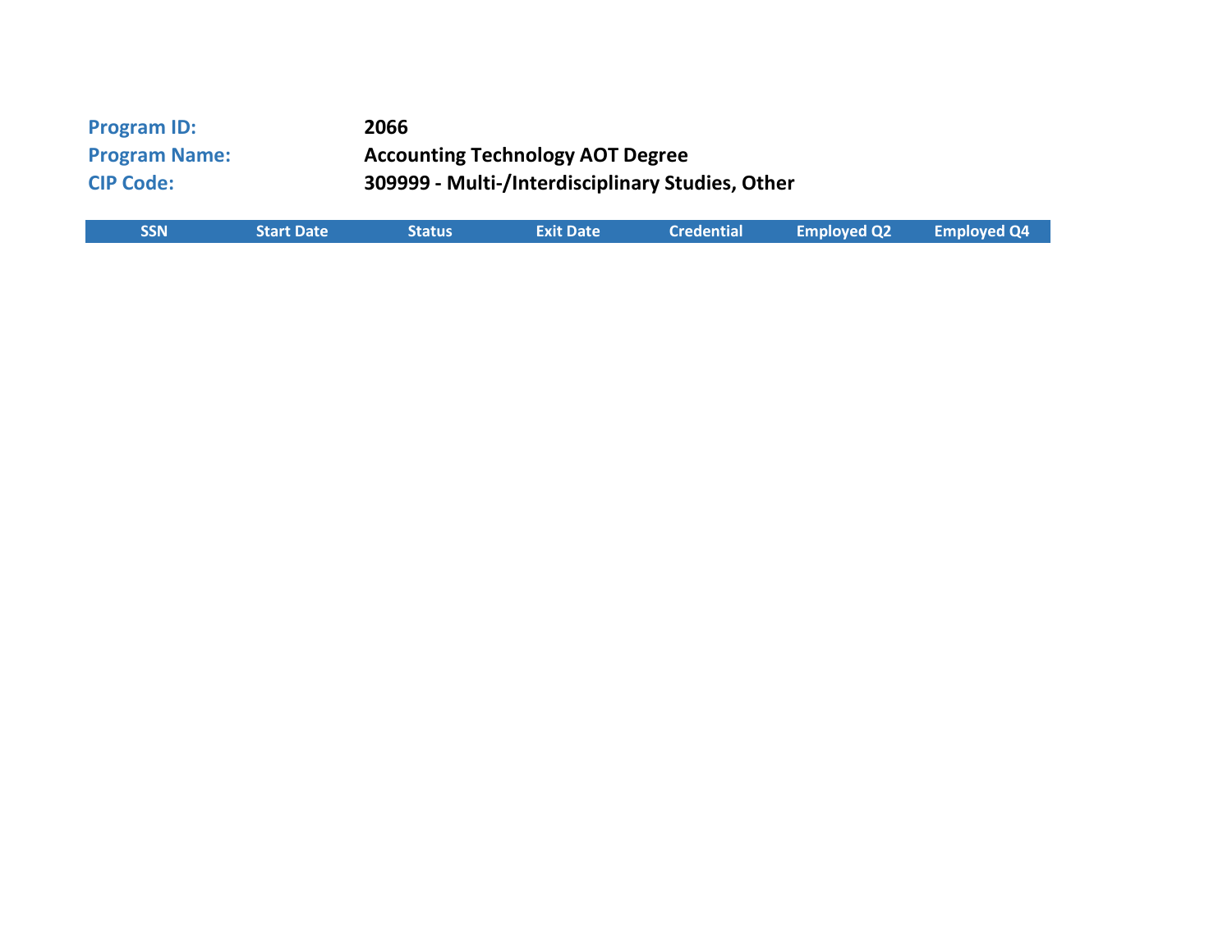**Program ID:** 2066

**Program Name:** Accounting Technology AOT Degree

**CIP Code:** 309999 - Multi-/Interdisciplinary Studies, Other

| SSN | Start Date | Status | Exit Date | Credential | Employed Q2 | Employed Q4 |
|---|---|---|---|---|---|---|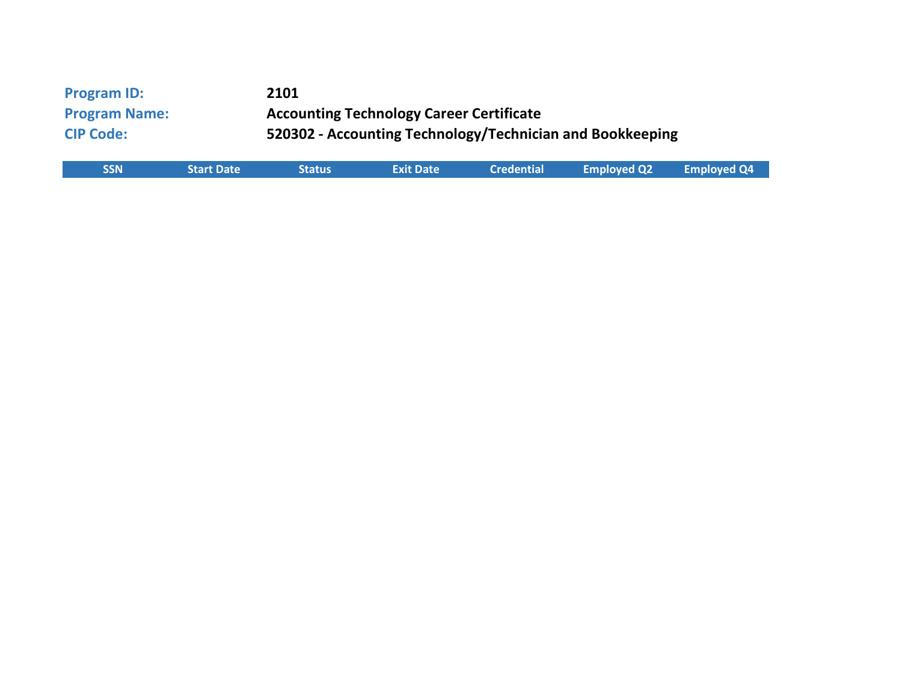**Program ID:** 2101

**Program Name:** Accounting Technology Career Certificate

**CIP Code:** 520302 - Accounting Technology/Technician and Bookkeeping

| SSN | Start Date | Status | Exit Date | Credential | Employed Q2 | Employed Q4 |
|---|---|---|---|---|---|---|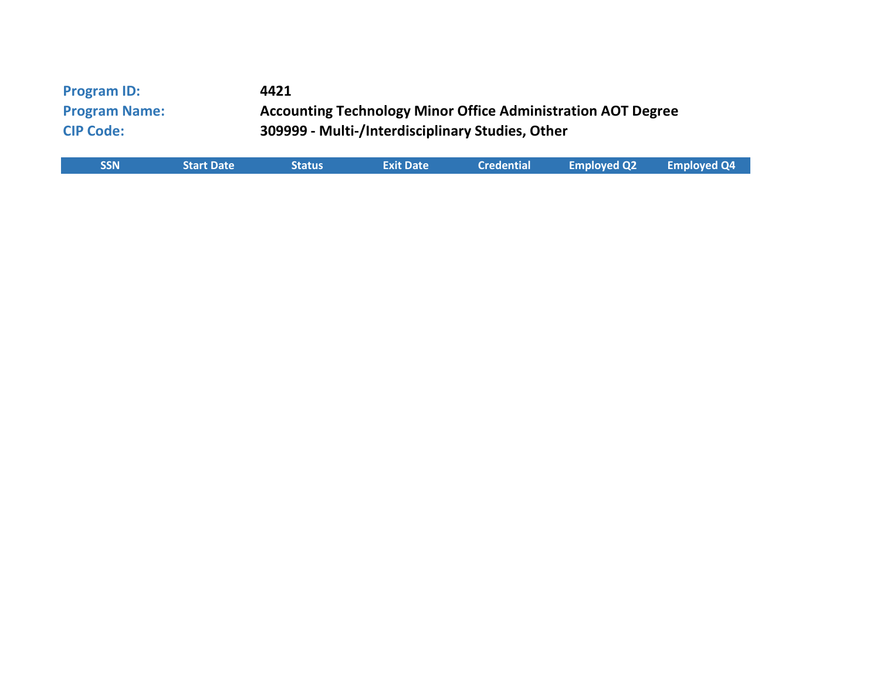**Program ID:** 4421

**Program Name:** Accounting Technology Minor Office Administration AOT Degree

**CIP Code:** 309999 - Multi-/Interdisciplinary Studies, Other

| SSN | Start Date | Status | Exit Date | Credential | Employed Q2 | Employed Q4 |
| --- | --- | --- | --- | --- | --- | --- |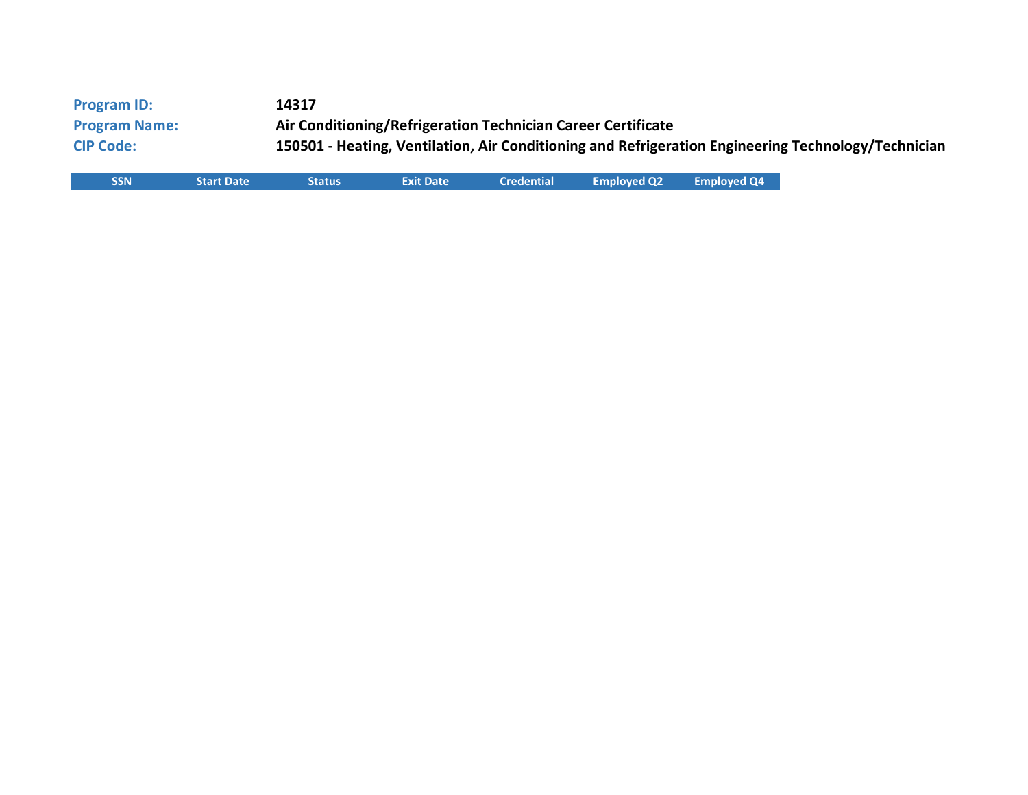**Program ID:** 14317

**Program Name:** Air Conditioning/Refrigeration Technician Career Certificate

**CIP Code:** 150501 - Heating, Ventilation, Air Conditioning and Refrigeration Engineering Technology/Technician

| SSN | Start Date | Status | Exit Date | Credential | Employed Q2 | Employed Q4 |
|---|---|---|---|---|---|---|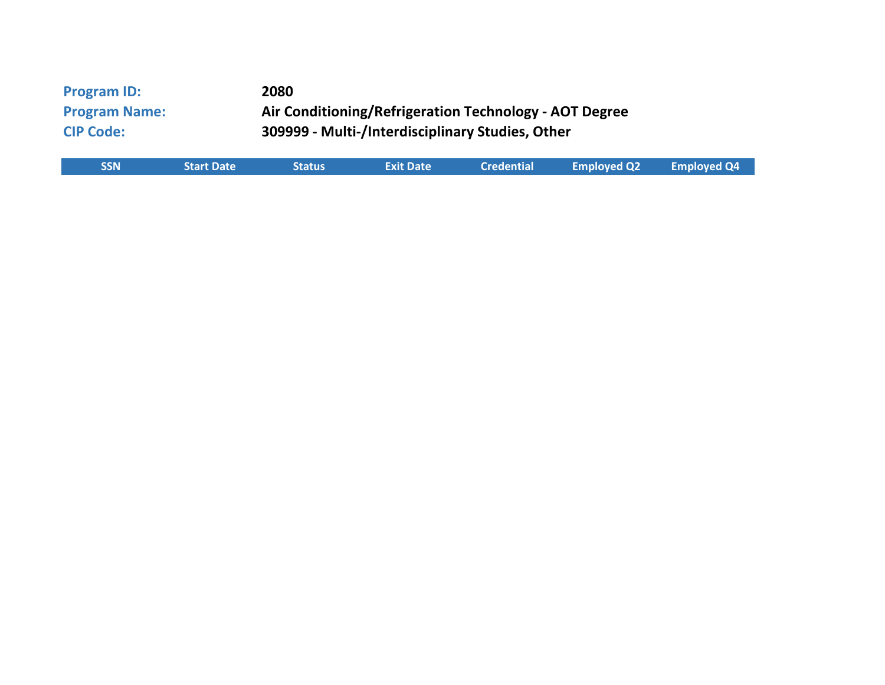**Program ID:** 2080

**Program Name:** Air Conditioning/Refrigeration Technology - AOT Degree

**CIP Code:** 309999 - Multi-/Interdisciplinary Studies, Other

| SSN | Start Date | Status | Exit Date | Credential | Employed Q2 | Employed Q4 |
|---|---|---|---|---|---|---|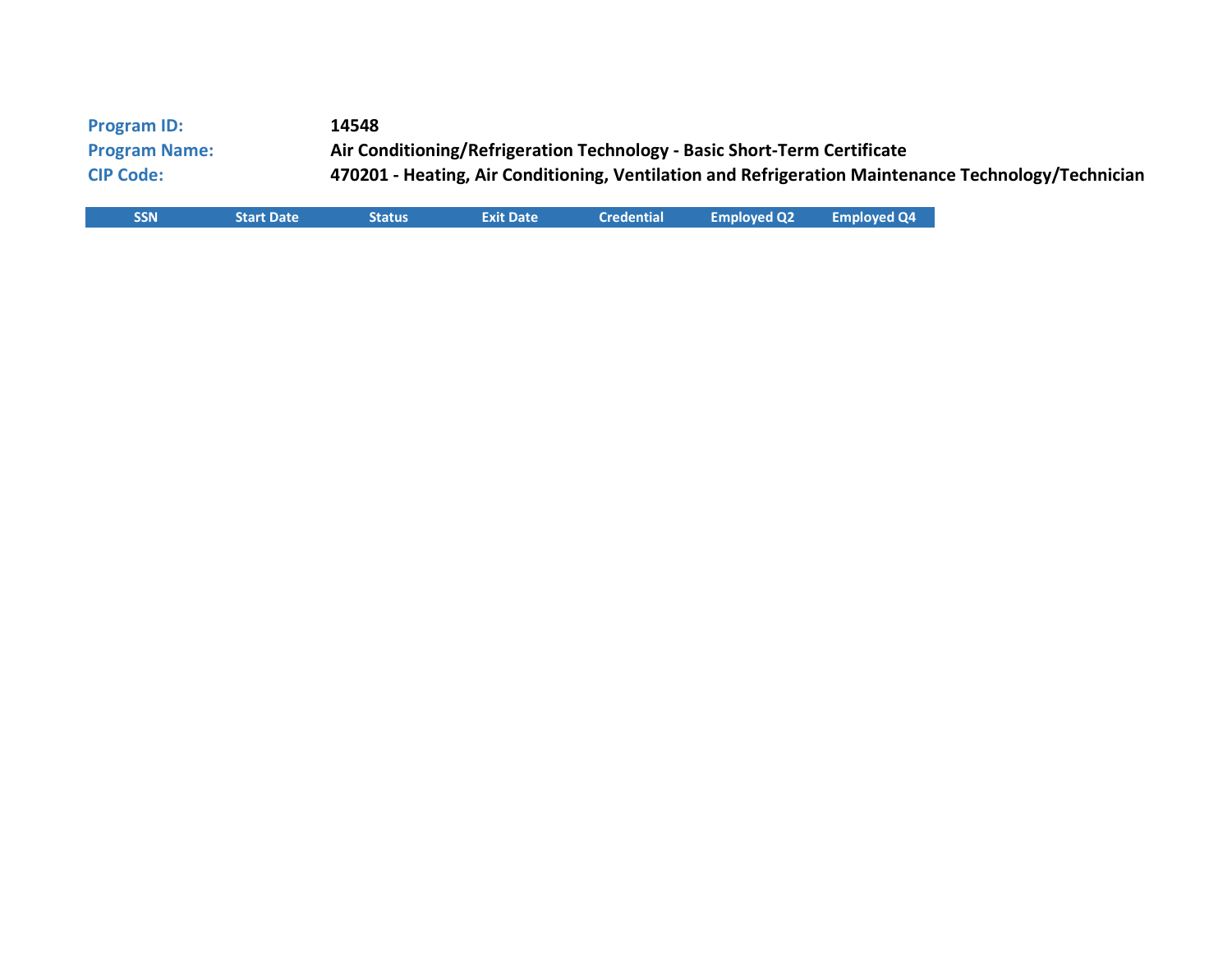**Program ID:** 14548

**Program Name:** Air Conditioning/Refrigeration Technology - Basic Short-Term Certificate

**CIP Code:** 470201 - Heating, Air Conditioning, Ventilation and Refrigeration Maintenance Technology/Technician

| SSN | Start Date | Status | Exit Date | Credential | Employed Q2 | Employed Q4 |
|---|---|---|---|---|---|---|